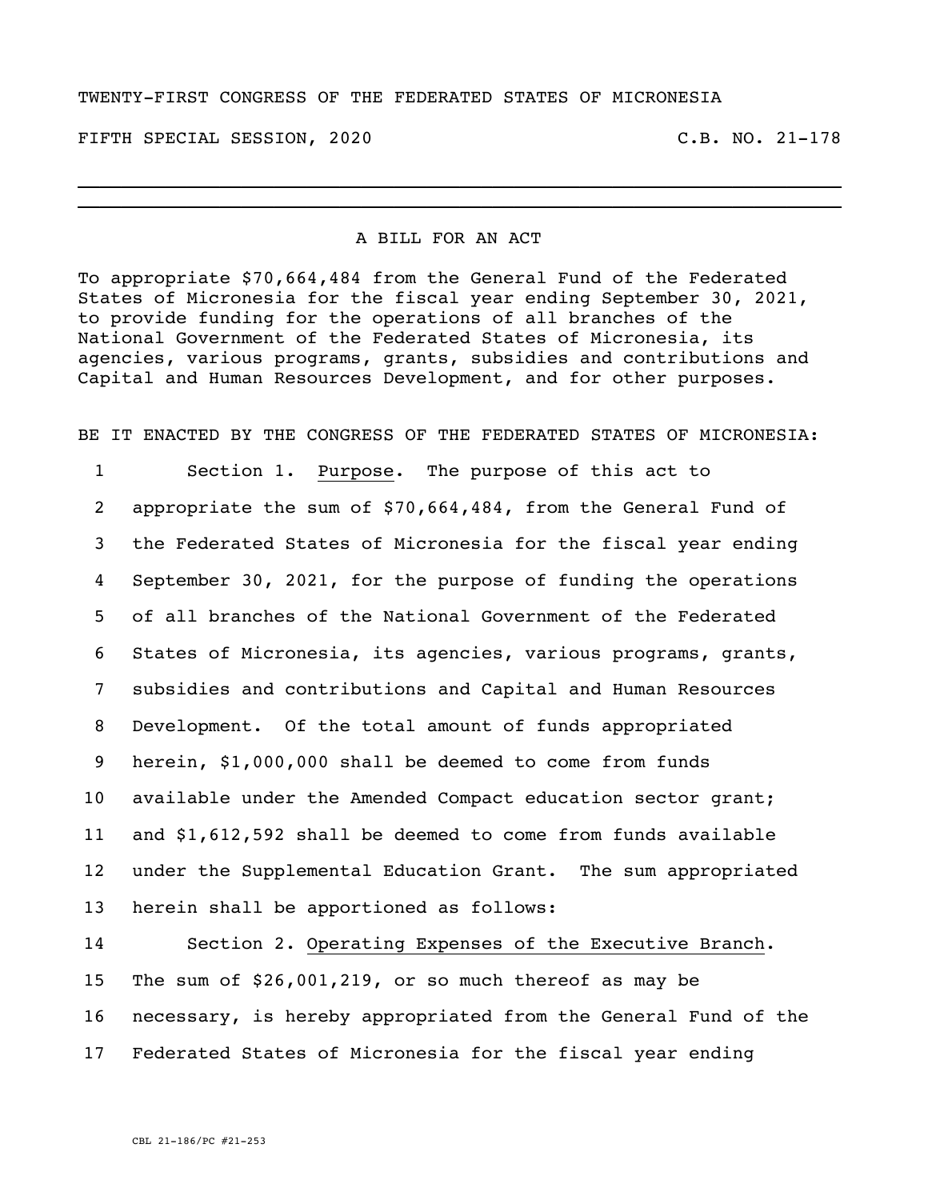TWENTY-FIRST CONGRESS OF THE FEDERATED STATES OF MICRONESIA

FIFTH SPECIAL SESSION, 2020 C.B. NO. 21-178

---

A BILL FOR AN ACT

To appropriate $70,664,484 from the General Fund of the Federated States of Micronesia for the fiscal year ending September 30, 2021, to provide funding for the operations of all branches of the National Government of the Federated States of Micronesia, its agencies, various programs, grants, subsidies and contributions and Capital and Human Resources Development, and for other purposes.

BE IT ENACTED BY THE CONGRESS OF THE FEDERATED STATES OF MICRONESIA:

1 Section 1. Purpose. The purpose of this act to
2 appropriate the sum of $70,664,484, from the General Fund of
3 the Federated States of Micronesia for the fiscal year ending
4 September 30, 2021, for the purpose of funding the operations
5 of all branches of the National Government of the Federated
6 States of Micronesia, its agencies, various programs, grants,
7 subsidies and contributions and Capital and Human Resources
8 Development. Of the total amount of funds appropriated
9 herein, $1,000,000 shall be deemed to come from funds
10 available under the Amended Compact education sector grant;
11 and $1,612,592 shall be deemed to come from funds available
12 under the Supplemental Education Grant. The sum appropriated
13 herein shall be apportioned as follows:
14 Section 2. Operating Expenses of the Executive Branch.
15 The sum of $26,001,219, or so much thereof as may be
16 necessary, is hereby appropriated from the General Fund of the
17 Federated States of Micronesia for the fiscal year ending

CBL 21-186/PC #21-253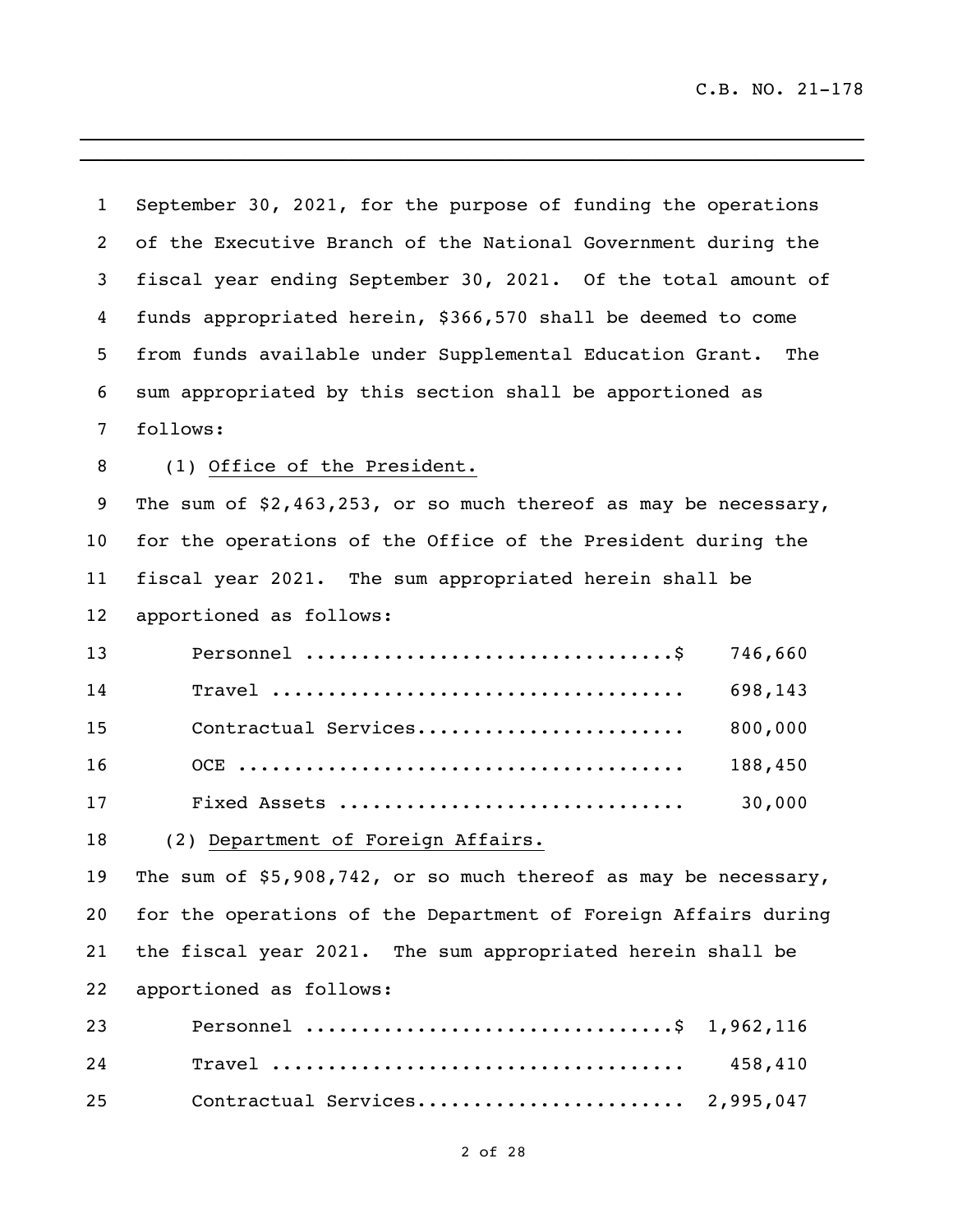September 30, 2021, for the purpose of funding the operations of the Executive Branch of the National Government during the fiscal year ending September 30, 2021. Of the total amount of funds appropriated herein, $366,570 shall be deemed to come from funds available under Supplemental Education Grant. The sum appropriated by this section shall be apportioned as follows:

(1) Office of the President.

The sum of $2,463,253, or so much thereof as may be necessary, for the operations of the Office of the President during the fiscal year 2021. The sum appropriated herein shall be apportioned as follows:

| | |
|---|---|
| Personnel ................................$ | 746,660 |
| Travel .................................... | 698,143 |
| Contractual Services....................... | 800,000 |
| OCE ....................................... | 188,450 |
| Fixed Assets .............................. | 30,000 |

(2) Department of Foreign Affairs.

The sum of $5,908,742, or so much thereof as may be necessary, for the operations of the Department of Foreign Affairs during the fiscal year 2021. The sum appropriated herein shall be apportioned as follows:

| | |
|---|---|
| Personnel ................................$ | 1,962,116 |
| Travel .................................... | 458,410 |
| Contractual Services....................... | 2,995,047 |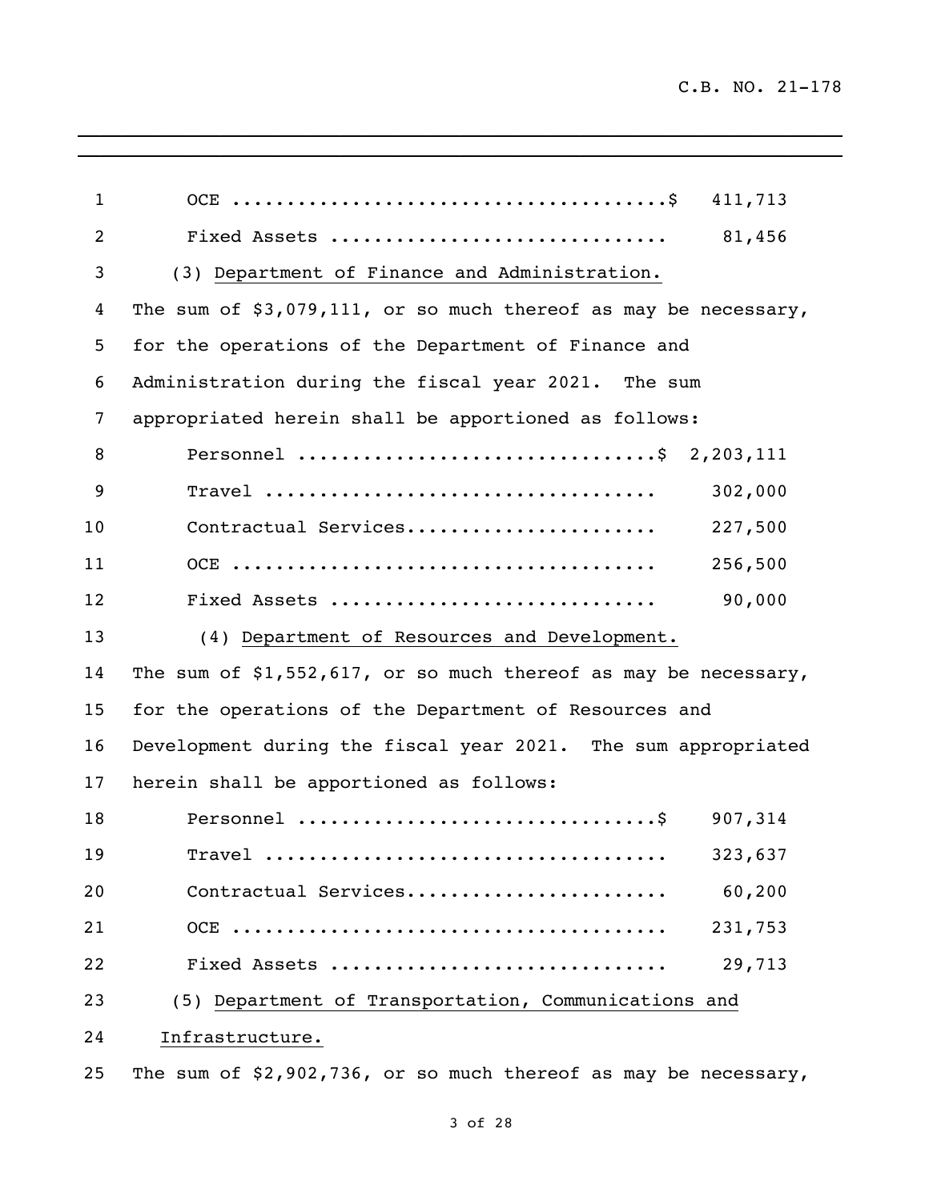OCE ......................................$ 411,713
Fixed Assets ............................. 81,456

(3) Department of Finance and Administration.

The sum of $3,079,111, or so much thereof as may be necessary, for the operations of the Department of Finance and Administration during the fiscal year 2021. The sum appropriated herein shall be apportioned as follows:

Personnel ................................$ 2,203,111
Travel ................................... 302,000
Contractual Services...................... 227,500
OCE ...................................... 256,500
Fixed Assets ............................. 90,000

(4) Department of Resources and Development.

The sum of $1,552,617, or so much thereof as may be necessary, for the operations of the Department of Resources and Development during the fiscal year 2021. The sum appropriated herein shall be apportioned as follows:

Personnel ................................$ 907,314
Travel ................................... 323,637
Contractual Services...................... 60,200
OCE ...................................... 231,753
Fixed Assets ............................. 29,713

(5) Department of Transportation, Communications and Infrastructure.

The sum of $2,902,736, or so much thereof as may be necessary,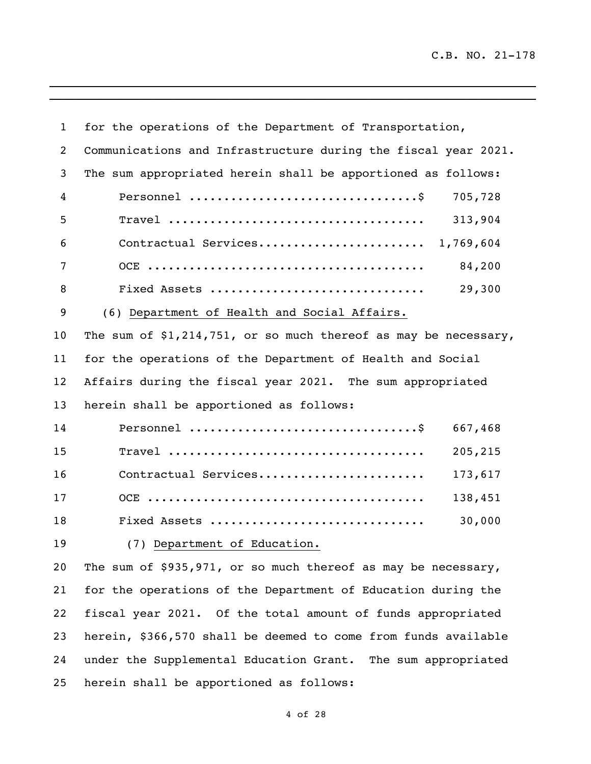for the operations of the Department of Transportation, Communications and Infrastructure during the fiscal year 2021. The sum appropriated herein shall be apportioned as follows:

| | |
|---|---|
| Personnel .................................$ | 705,728 |
| Travel ..................................... | 313,904 |
| Contractual Services........................ | 1,769,604 |
| OCE ........................................ | 84,200 |
| Fixed Assets ............................... | 29,300 |

(6) Department of Health and Social Affairs.

The sum of $1,214,751, or so much thereof as may be necessary, for the operations of the Department of Health and Social Affairs during the fiscal year 2021. The sum appropriated herein shall be apportioned as follows:

| | |
|---|---|
| Personnel .................................$ | 667,468 |
| Travel ..................................... | 205,215 |
| Contractual Services........................ | 173,617 |
| OCE ........................................ | 138,451 |
| Fixed Assets ............................... | 30,000 |

(7) Department of Education.

The sum of $935,971, or so much thereof as may be necessary, for the operations of the Department of Education during the fiscal year 2021. Of the total amount of funds appropriated herein, $366,570 shall be deemed to come from funds available under the Supplemental Education Grant. The sum appropriated herein shall be apportioned as follows: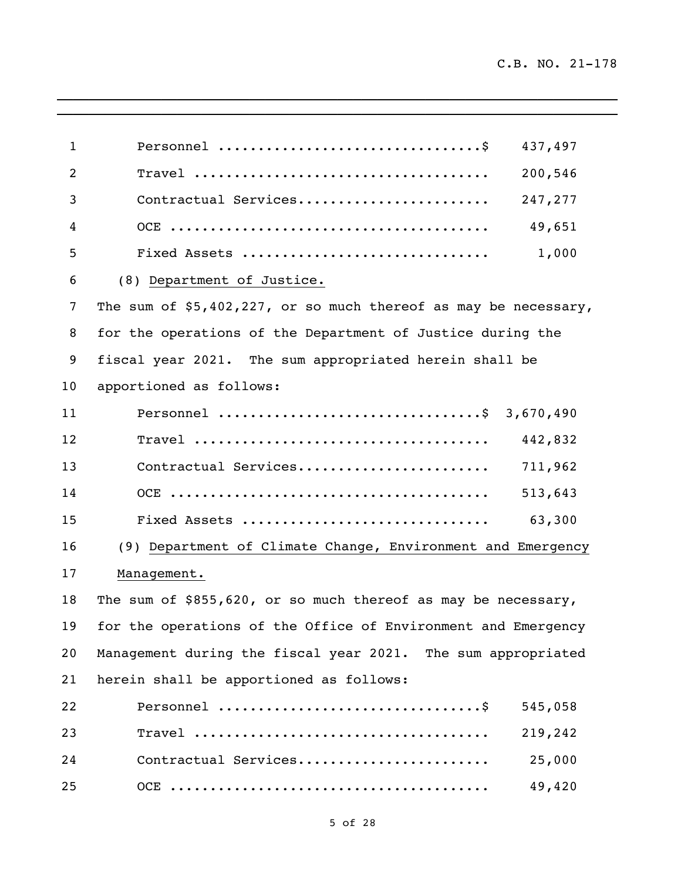| | |
|---|---|
| Personnel | $ 437,497 |
| Travel | 200,546 |
| Contractual Services | 247,277 |
| OCE | 49,651 |
| Fixed Assets | 1,000 |

(8) Department of Justice.

The sum of $5,402,227, or so much thereof as may be necessary, for the operations of the Department of Justice during the fiscal year 2021. The sum appropriated herein shall be apportioned as follows:

| | |
|---|---|
| Personnel | $ 3,670,490 |
| Travel | 442,832 |
| Contractual Services | 711,962 |
| OCE | 513,643 |
| Fixed Assets | 63,300 |

(9) Department of Climate Change, Environment and Emergency Management.

The sum of $855,620, or so much thereof as may be necessary, for the operations of the Office of Environment and Emergency Management during the fiscal year 2021. The sum appropriated herein shall be apportioned as follows:

| | |
|---|---|
| Personnel | $ 545,058 |
| Travel | 219,242 |
| Contractual Services | 25,000 |
| OCE | 49,420 |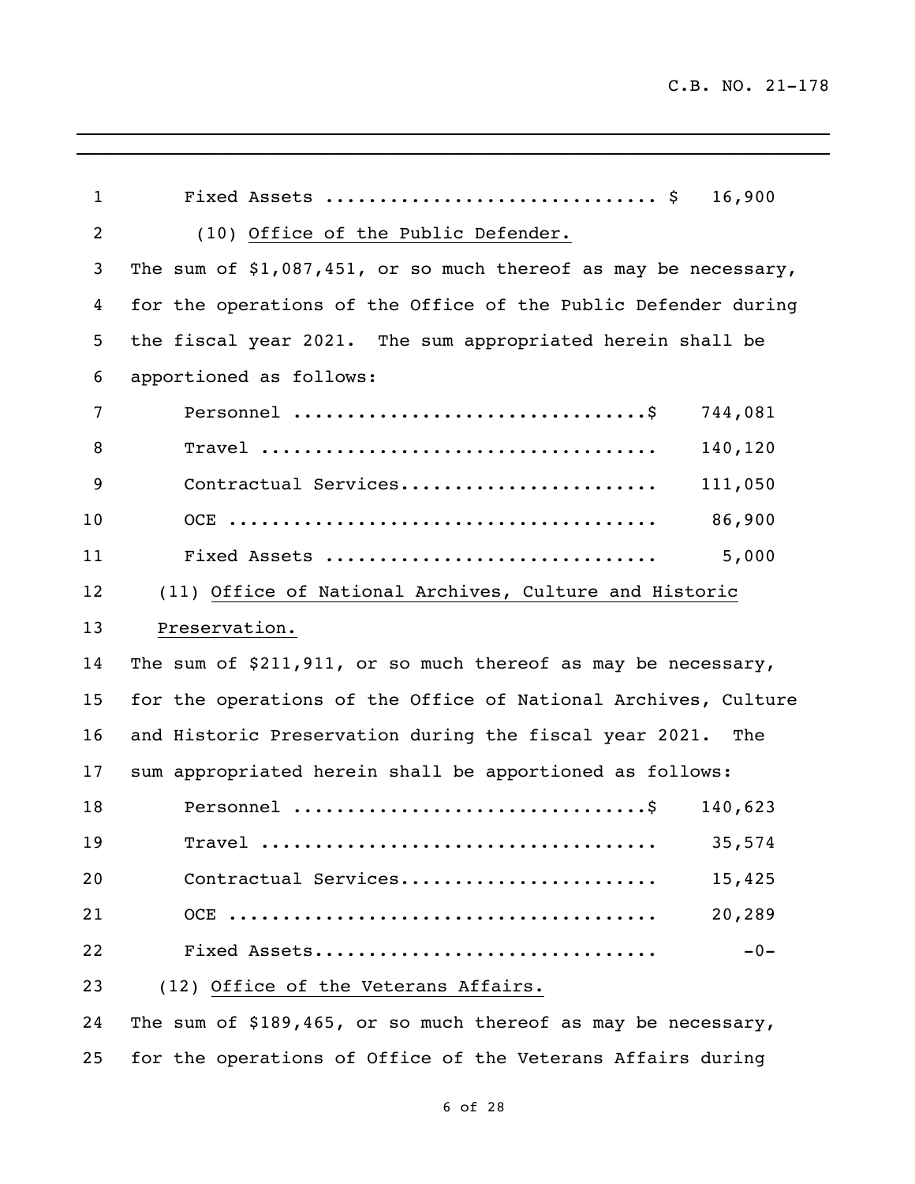Fixed Assets .............................. $ 16,900

(10) Office of the Public Defender.

The sum of $1,087,451, or so much thereof as may be necessary, for the operations of the Office of the Public Defender during the fiscal year 2021. The sum appropriated herein shall be apportioned as follows:

| | |
|---|---|
| Personnel ................................$ | 744,081 |
| Travel .................................... | 140,120 |
| Contractual Services........................ | 111,050 |
| OCE ....................................... | 86,900 |
| Fixed Assets .............................. | 5,000 |

(11) Office of National Archives, Culture and Historic Preservation.

The sum of $211,911, or so much thereof as may be necessary, for the operations of the Office of National Archives, Culture and Historic Preservation during the fiscal year 2021. The sum appropriated herein shall be apportioned as follows:

| | |
|---|---|
| Personnel ................................$ | 140,623 |
| Travel .................................... | 35,574 |
| Contractual Services........................ | 15,425 |
| OCE ....................................... | 20,289 |
| Fixed Assets............................... | -0- |

(12) Office of the Veterans Affairs.

The sum of $189,465, or so much thereof as may be necessary, for the operations of Office of the Veterans Affairs during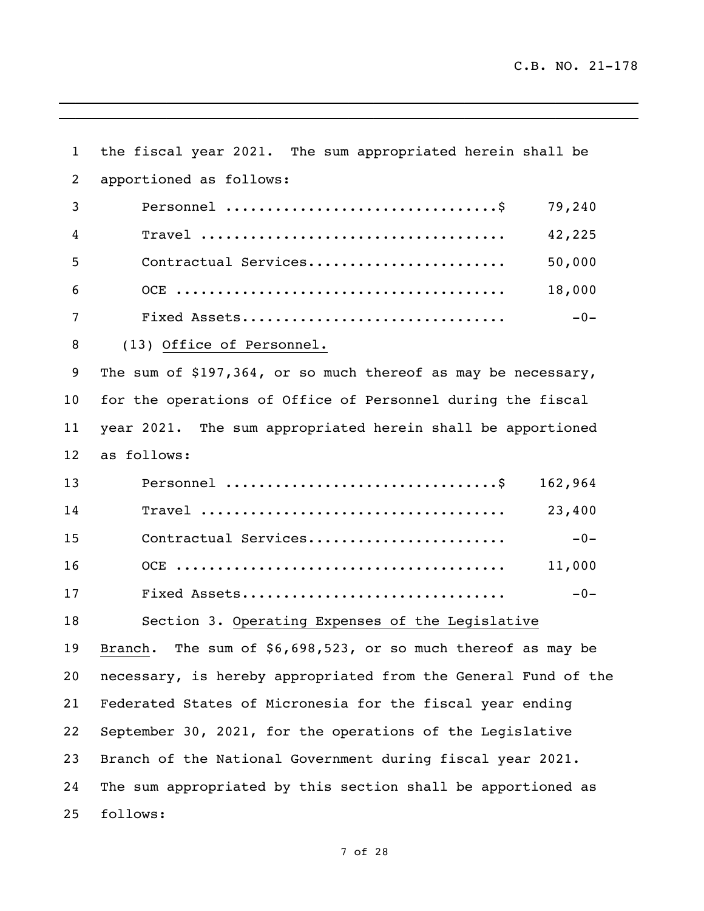the fiscal year 2021. The sum appropriated herein shall be apportioned as follows:

| | |
|---|---|
| Personnel .................................$ | 79,240 |
| Travel ..................................... | 42,225 |
| Contractual Services........................ | 50,000 |
| OCE ........................................ | 18,000 |
| Fixed Assets................................ | -0- |

(13) Office of Personnel.

The sum of $197,364, or so much thereof as may be necessary, for the operations of Office of Personnel during the fiscal year 2021. The sum appropriated herein shall be apportioned as follows:

| | |
|---|---|
| Personnel .................................$ | 162,964 |
| Travel ..................................... | 23,400 |
| Contractual Services........................ | -0- |
| OCE ........................................ | 11,000 |
| Fixed Assets................................ | -0- |

Section 3. Operating Expenses of the Legislative Branch. The sum of $6,698,523, or so much thereof as may be necessary, is hereby appropriated from the General Fund of the Federated States of Micronesia for the fiscal year ending September 30, 2021, for the operations of the Legislative Branch of the National Government during fiscal year 2021. The sum appropriated by this section shall be apportioned as follows: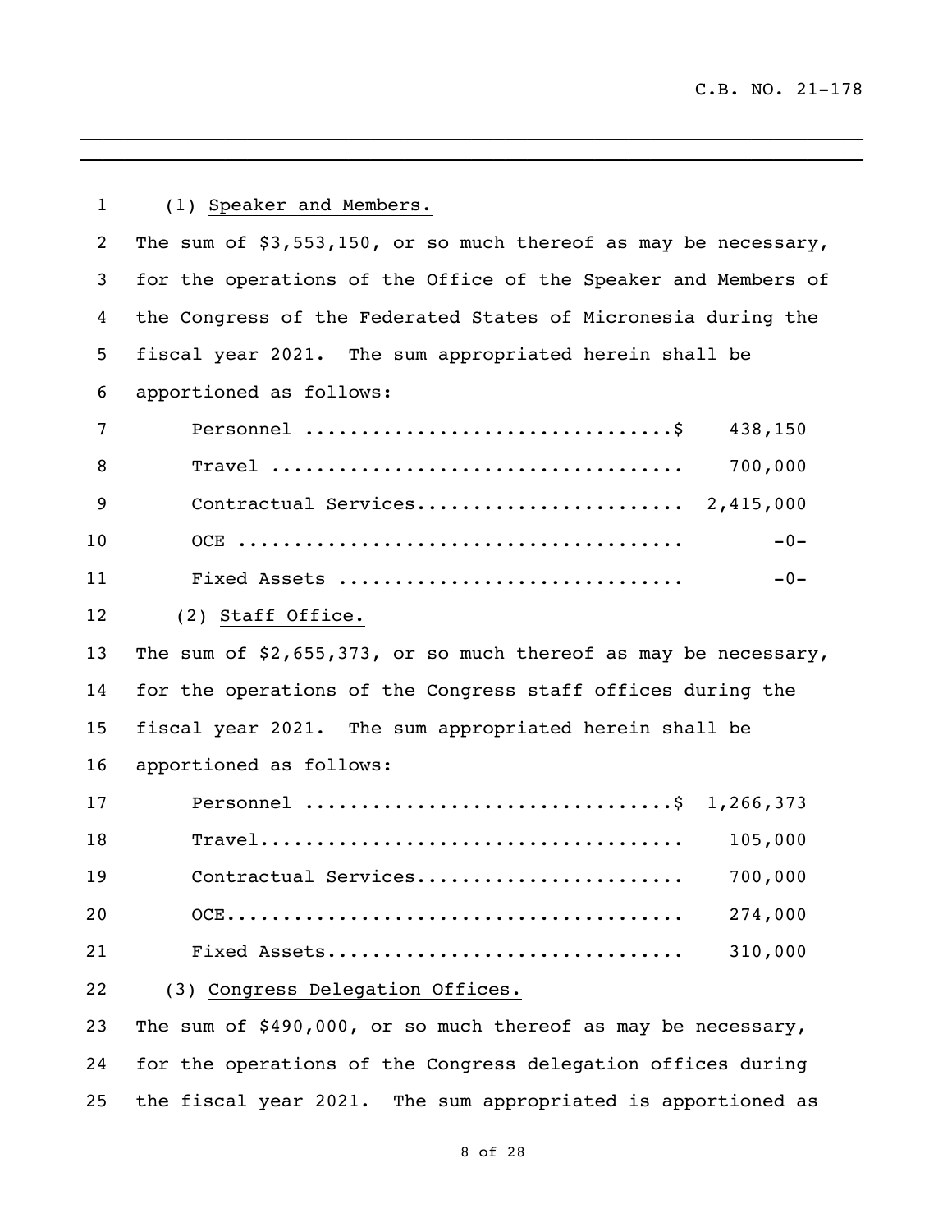(1) Speaker and Members.

The sum of $3,553,150, or so much thereof as may be necessary, for the operations of the Office of the Speaker and Members of the Congress of the Federated States of Micronesia during the fiscal year 2021. The sum appropriated herein shall be apportioned as follows:

| | |
|---|---|
| Personnel ................................$ | 438,150 |
| Travel .................................... | 700,000 |
| Contractual Services....................... | 2,415,000 |
| OCE ....................................... | -0- |
| Fixed Assets .............................. | -0- |

(2) Staff Office.

The sum of $2,655,373, or so much thereof as may be necessary, for the operations of the Congress staff offices during the fiscal year 2021. The sum appropriated herein shall be apportioned as follows:

| | |
|---|---|
| Personnel ................................$ | 1,266,373 |
| Travel..................................... | 105,000 |
| Contractual Services....................... | 700,000 |
| OCE........................................ | 274,000 |
| Fixed Assets............................... | 310,000 |

(3) Congress Delegation Offices.

The sum of $490,000, or so much thereof as may be necessary, for the operations of the Congress delegation offices during the fiscal year 2021. The sum appropriated is apportioned as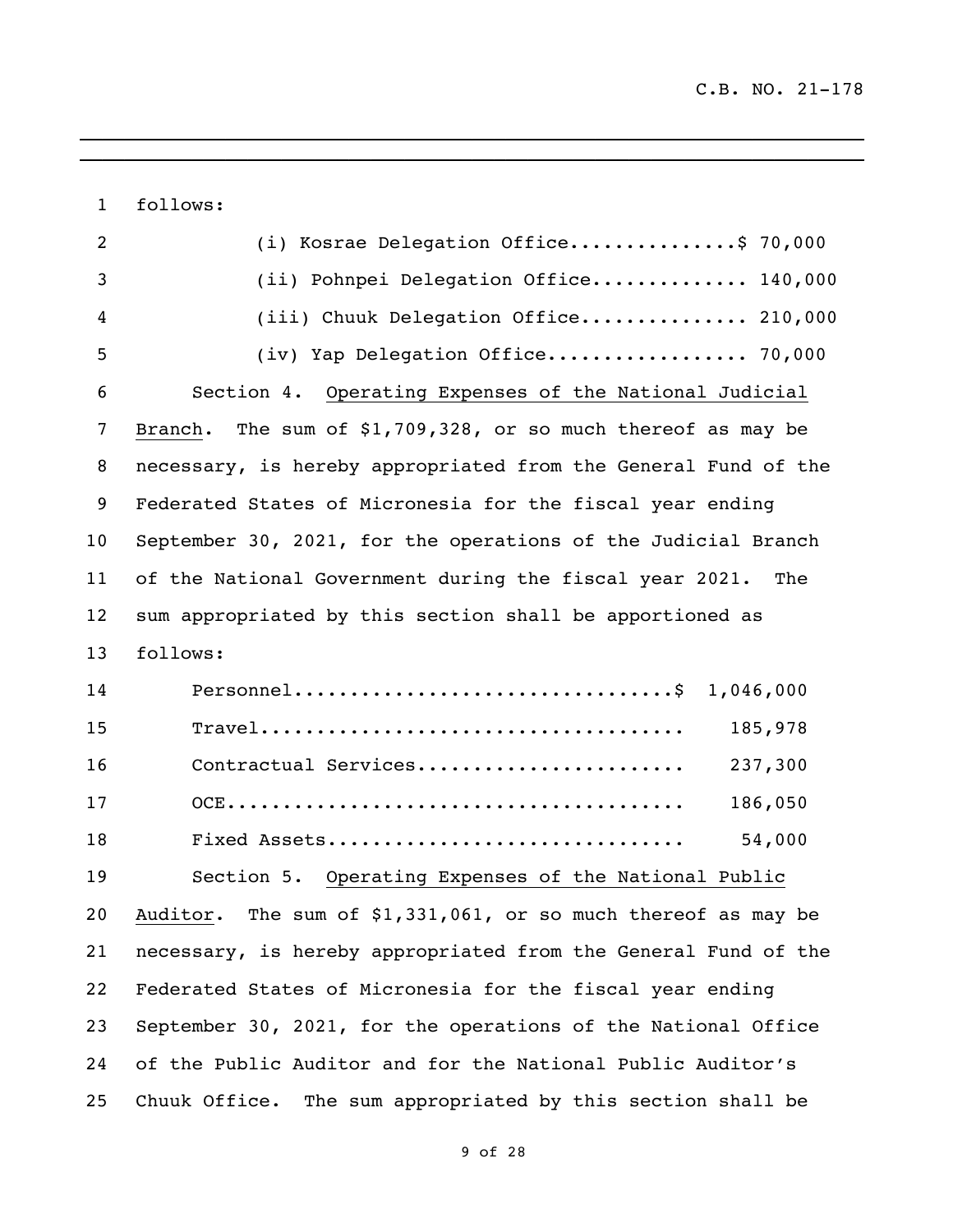follows:

(i) Kosrae Delegation Office...............$ 70,000
(ii) Pohnpei Delegation Office.............. 140,000
(iii) Chuuk Delegation Office............... 210,000
(iv) Yap Delegation Office.................. 70,000

Section 4. Operating Expenses of the National Judicial Branch. The sum of $1,709,328, or so much thereof as may be necessary, is hereby appropriated from the General Fund of the Federated States of Micronesia for the fiscal year ending September 30, 2021, for the operations of the Judicial Branch of the National Government during the fiscal year 2021. The sum appropriated by this section shall be apportioned as follows:

| | |
|---|---|
| Personnel | $ 1,046,000 |
| Travel | 185,978 |
| Contractual Services | 237,300 |
| OCE | 186,050 |
| Fixed Assets | 54,000 |

Section 5. Operating Expenses of the National Public Auditor. The sum of $1,331,061, or so much thereof as may be necessary, is hereby appropriated from the General Fund of the Federated States of Micronesia for the fiscal year ending September 30, 2021, for the operations of the National Office of the Public Auditor and for the National Public Auditor's Chuuk Office. The sum appropriated by this section shall be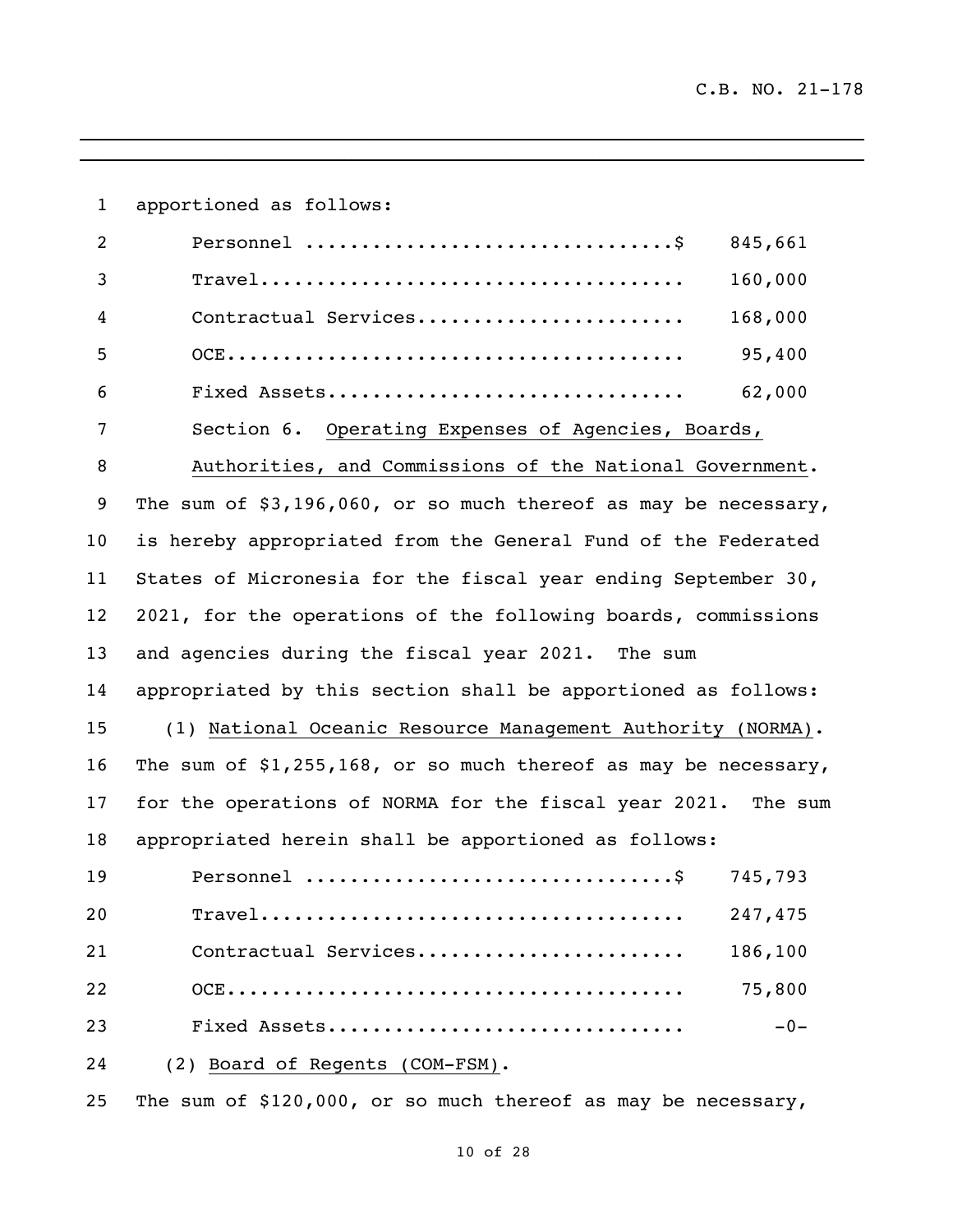apportioned as follows:

| | |
|---|---|
| Personnel ................................$ | 845,661 |
| Travel...................................... | 160,000 |
| Contractual Services........................ | 168,000 |
| OCE......................................... | 95,400 |
| Fixed Assets................................ | 62,000 |

Section 6. Operating Expenses of Agencies, Boards, Authorities, and Commissions of the National Government. The sum of $3,196,060, or so much thereof as may be necessary, is hereby appropriated from the General Fund of the Federated States of Micronesia for the fiscal year ending September 30, 2021, for the operations of the following boards, commissions and agencies during the fiscal year 2021. The sum appropriated by this section shall be apportioned as follows:

(1) National Oceanic Resource Management Authority (NORMA). The sum of $1,255,168, or so much thereof as may be necessary, for the operations of NORMA for the fiscal year 2021. The sum appropriated herein shall be apportioned as follows:

| | |
|---|---|
| Personnel ................................$ | 745,793 |
| Travel...................................... | 247,475 |
| Contractual Services........................ | 186,100 |
| OCE......................................... | 75,800 |
| Fixed Assets................................ | -0- |

(2) Board of Regents (COM-FSM). The sum of $120,000, or so much thereof as may be necessary,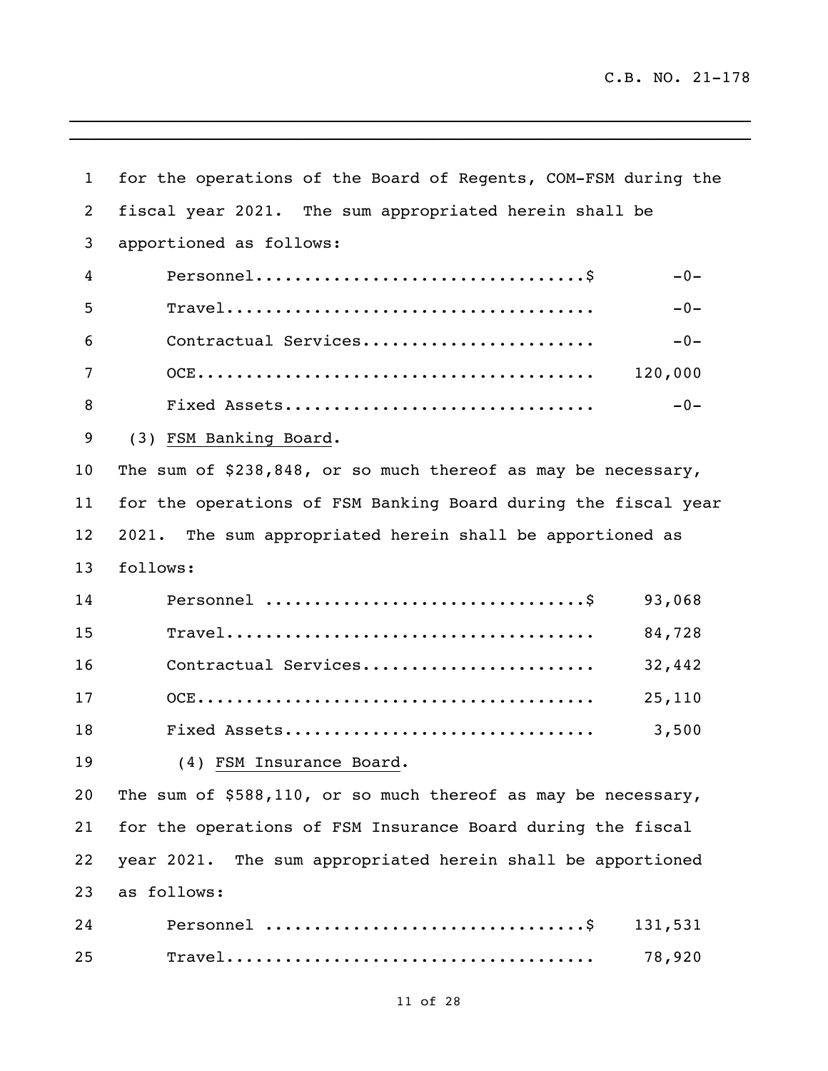for the operations of the Board of Regents, COM-FSM during the fiscal year 2021. The sum appropriated herein shall be apportioned as follows:

| | |
|---|---|
| Personnel.................................$ | -0- |
| Travel..................................... | -0- |
| Contractual Services...................... | -0- |
| OCE........................................ | 120,000 |
| Fixed Assets.............................. | -0- |

(3) FSM Banking Board.

The sum of $238,848, or so much thereof as may be necessary, for the operations of FSM Banking Board during the fiscal year 2021. The sum appropriated herein shall be apportioned as follows:

| | |
|---|---|
| Personnel ................................$ | 93,068 |
| Travel..................................... | 84,728 |
| Contractual Services...................... | 32,442 |
| OCE........................................ | 25,110 |
| Fixed Assets.............................. | 3,500 |

(4) FSM Insurance Board.

The sum of $588,110, or so much thereof as may be necessary, for the operations of FSM Insurance Board during the fiscal year 2021. The sum appropriated herein shall be apportioned as follows:

| | |
|---|---|
| Personnel ................................$ | 131,531 |
| Travel..................................... | 78,920 |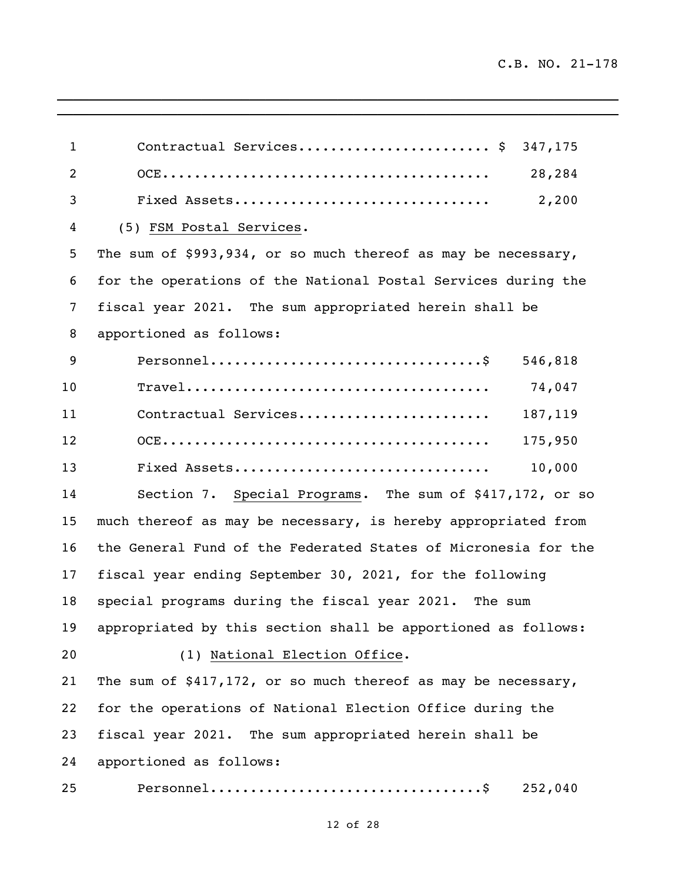| | |
|---|---|
| Contractual Services....................... | $ 347,175 |
| OCE......................................... | 28,284 |
| Fixed Assets............................... | 2,200 |

(5) FSM Postal Services.

The sum of $993,934, or so much thereof as may be necessary, for the operations of the National Postal Services during the fiscal year 2021. The sum appropriated herein shall be apportioned as follows:

| | |
|---|---|
| Personnel.................................$ | 546,818 |
| Travel...................................... | 74,047 |
| Contractual Services....................... | 187,119 |
| OCE......................................... | 175,950 |
| Fixed Assets............................... | 10,000 |

Section 7. Special Programs. The sum of $417,172, or so much thereof as may be necessary, is hereby appropriated from the General Fund of the Federated States of Micronesia for the fiscal year ending September 30, 2021, for the following special programs during the fiscal year 2021. The sum appropriated by this section shall be apportioned as follows:

(1) National Election Office.

The sum of $417,172, or so much thereof as may be necessary, for the operations of National Election Office during the fiscal year 2021. The sum appropriated herein shall be apportioned as follows:

| | |
|---|---|
| Personnel.................................$ | 252,040 |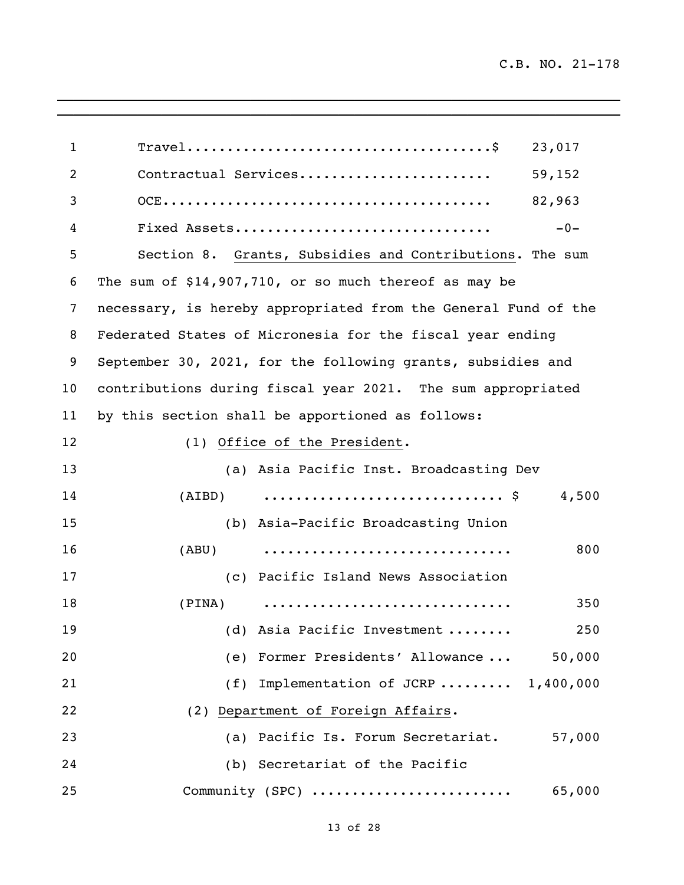Travel....................................$ 23,017

Contractual Services........................ 59,152

OCE......................................... 82,963

Fixed Assets................................ -0-

Section 8. Grants, Subsidies and Contributions. The sum The sum of $14,907,710, or so much thereof as may be necessary, is hereby appropriated from the General Fund of the Federated States of Micronesia for the fiscal year ending September 30, 2021, for the following grants, subsidies and contributions during fiscal year 2021. The sum appropriated by this section shall be apportioned as follows:

(1) Office of the President.

(a) Asia Pacific Inst. Broadcasting Dev (AIBD) ............................. $ 4,500

(b) Asia-Pacific Broadcasting Union (ABU) .............................. 800

(c) Pacific Island News Association (PINA) .............................. 350

(d) Asia Pacific Investment ........ 250

(e) Former Presidents' Allowance ... 50,000

(f) Implementation of JCRP ......... 1,400,000

(2) Department of Foreign Affairs.

(a) Pacific Is. Forum Secretariat. 57,000

(b) Secretariat of the Pacific Community (SPC) ........................ 65,000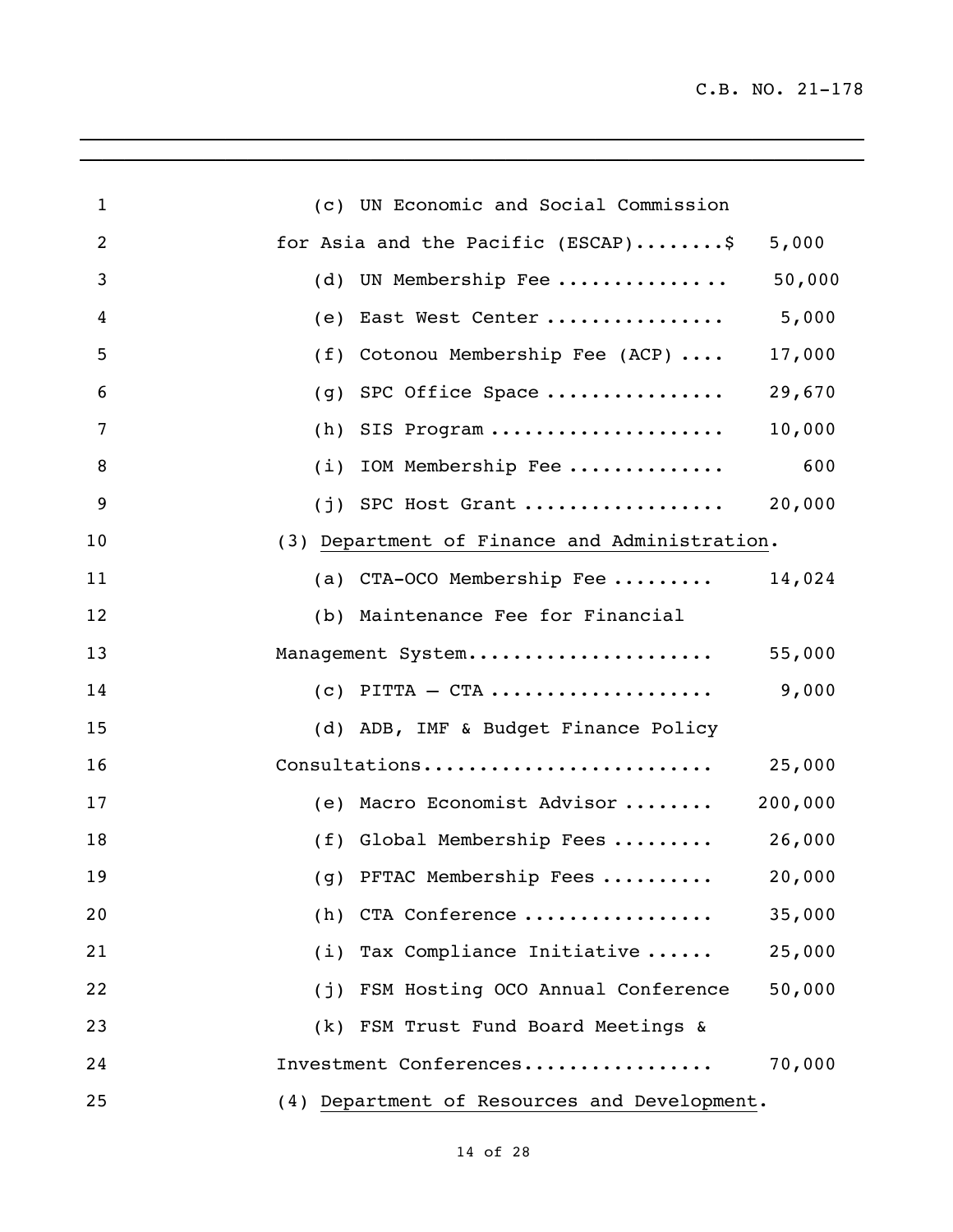(c) UN Economic and Social Commission for Asia and the Pacific (ESCAP)........$ 5,000

(d) UN Membership Fee .............. 50,000

(e) East West Center ............... 5,000

(f) Cotonou Membership Fee (ACP) .... 17,000

(g) SPC Office Space ............... 29,670

(h) SIS Program .................... 10,000

(i) IOM Membership Fee ............. 600

(j) SPC Host Grant ................. 20,000

(3) Department of Finance and Administration.

(a) CTA-OCO Membership Fee ......... 14,024

(b) Maintenance Fee for Financial Management System..................... 55,000

(c) PITTA – CTA ................... 9,000

(d) ADB, IMF & Budget Finance Policy Consultations......................... 25,000

(e) Macro Economist Advisor ........ 200,000

(f) Global Membership Fees ......... 26,000

(g) PFTAC Membership Fees .......... 20,000

(h) CTA Conference ................ 35,000

(i) Tax Compliance Initiative ...... 25,000

(j) FSM Hosting OCO Annual Conference 50,000

(k) FSM Trust Fund Board Meetings & Investment Conferences................ 70,000

(4) Department of Resources and Development.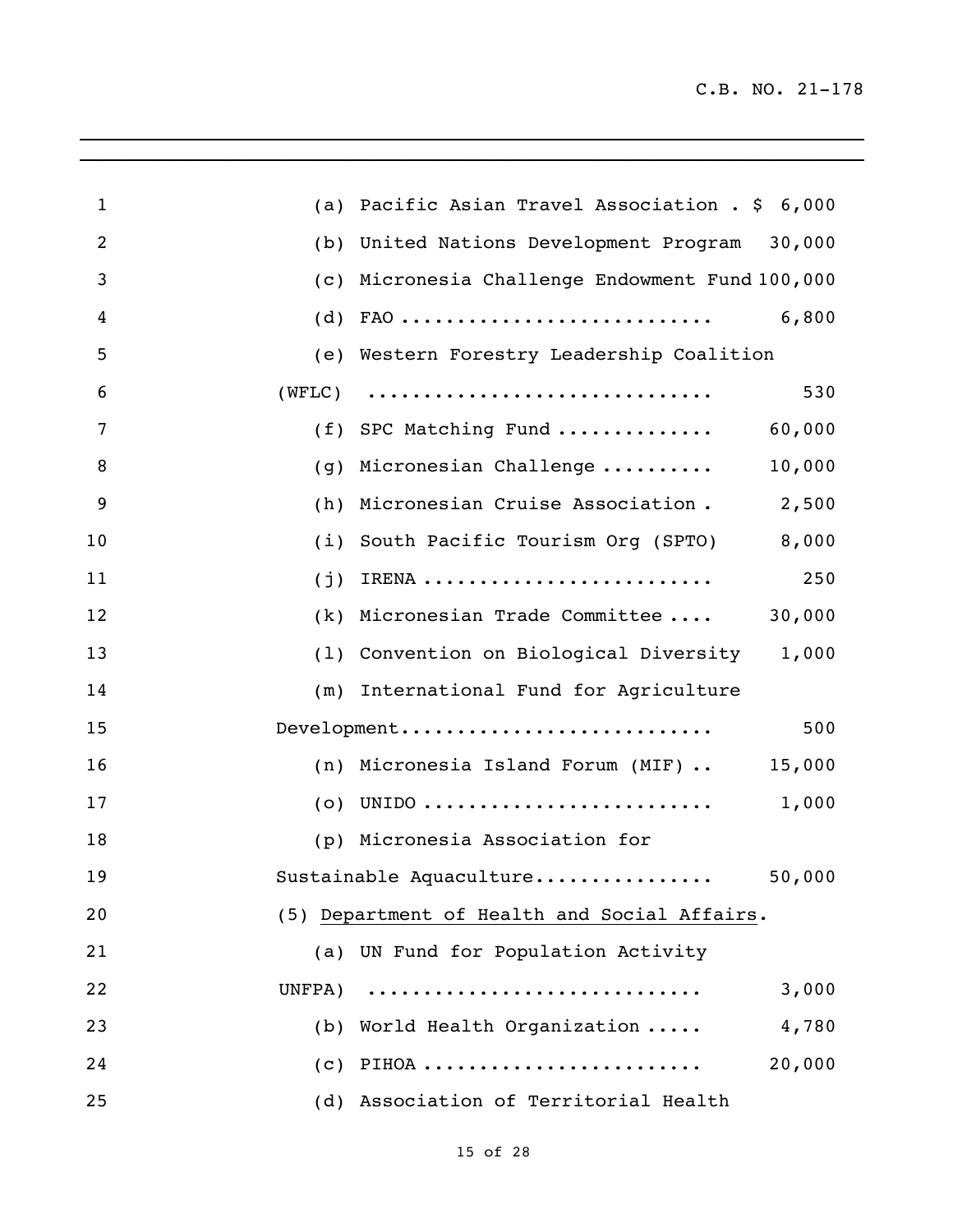(a) Pacific Asian Travel Association . $ 6,000

(b) United Nations Development Program 30,000

(c) Micronesia Challenge Endowment Fund 100,000

(d) FAO ........................... 6,800

(e) Western Forestry Leadership Coalition (WFLC) .............................. 530

(f) SPC Matching Fund ............. 60,000

(g) Micronesian Challenge .......... 10,000

(h) Micronesian Cruise Association . 2,500

(i) South Pacific Tourism Org (SPTO) 8,000

(j) IRENA ......................... 250

(k) Micronesian Trade Committee .... 30,000

(l) Convention on Biological Diversity 1,000

(m) International Fund for Agriculture Development........................... 500

(n) Micronesia Island Forum (MIF) .. 15,000

(o) UNIDO ......................... 1,000

(p) Micronesia Association for Sustainable Aquaculture................ 50,000

(5) <u>Department of Health and Social Affairs</u>.

(a) UN Fund for Population Activity UNFPA) ............................. 3,000

(b) World Health Organization ..... 4,780

(c) PIHOA ........................ 20,000

(d) Association of Territorial Health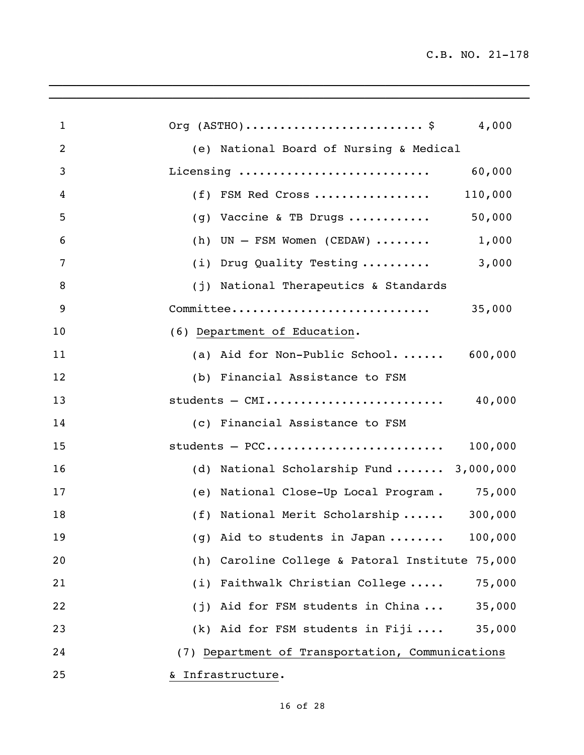Org (ASTHO).......................... $ 4,000

(e) National Board of Nursing & Medical Licensing ........................... 60,000

(f) FSM Red Cross ................ 110,000

(g) Vaccine & TB Drugs ............ 50,000

(h) UN – FSM Women (CEDAW) ........ 1,000

(i) Drug Quality Testing .......... 3,000

(j) National Therapeutics & Standards Committee............................ 35,000

(6) Department of Education.

(a) Aid for Non-Public School. ...... 600,000

(b) Financial Assistance to FSM students – CMI......................... 40,000

(c) Financial Assistance to FSM students – PCC......................... 100,000

(d) National Scholarship Fund ....... 3,000,000

(e) National Close-Up Local Program . 75,000

(f) National Merit Scholarship ...... 300,000

(g) Aid to students in Japan ........ 100,000

(h) Caroline College & Patoral Institute 75,000

(i) Faithwalk Christian College ..... 75,000

(j) Aid for FSM students in China ... 35,000

(k) Aid for FSM students in Fiji .... 35,000

(7) Department of Transportation, Communications & Infrastructure.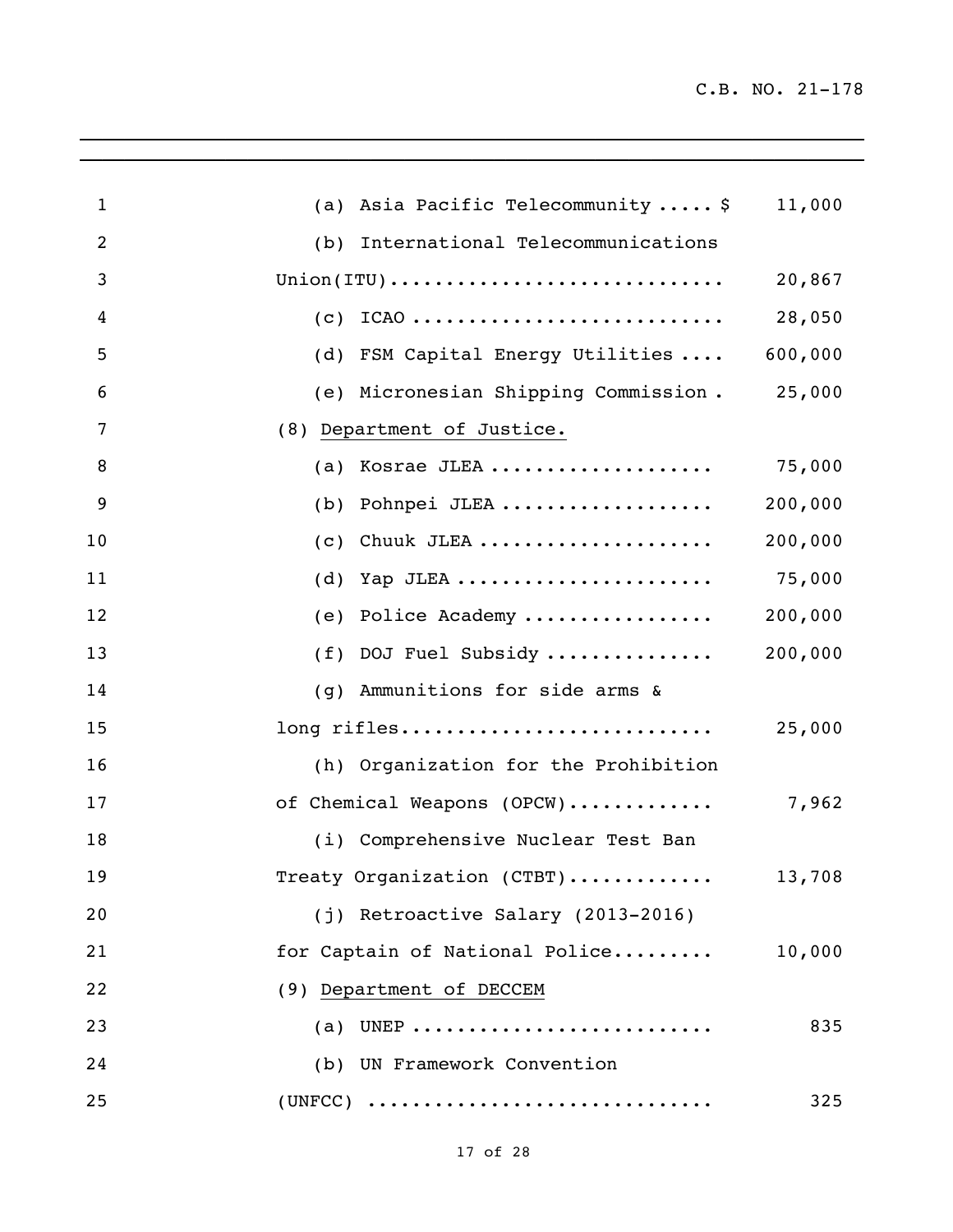(a) Asia Pacific Telecommunity ..... $ 11,000

(b) International Telecommunications Union(ITU)............................. 20,867

(c) ICAO ........................... 28,050

(d) FSM Capital Energy Utilities .... 600,000

(e) Micronesian Shipping Commission . 25,000

(8) <u>Department of Justice.</u>

(a) Kosrae JLEA .................... 75,000

(b) Pohnpei JLEA ................... 200,000

(c) Chuuk JLEA ..................... 200,000

(d) Yap JLEA ....................... 75,000

(e) Police Academy ................. 200,000

(f) DOJ Fuel Subsidy ............... 200,000

(g) Ammunitions for side arms & long rifles........................... 25,000

(h) Organization for the Prohibition of Chemical Weapons (OPCW)............. 7,962

(i) Comprehensive Nuclear Test Ban Treaty Organization (CTBT)............. 13,708

(j) Retroactive Salary (2013-2016) for Captain of National Police......... 10,000

(9) <u>Department of DECCEM</u>

(a) UNEP ........................... 835

(b) UN Framework Convention (UNFCC) .............................. 325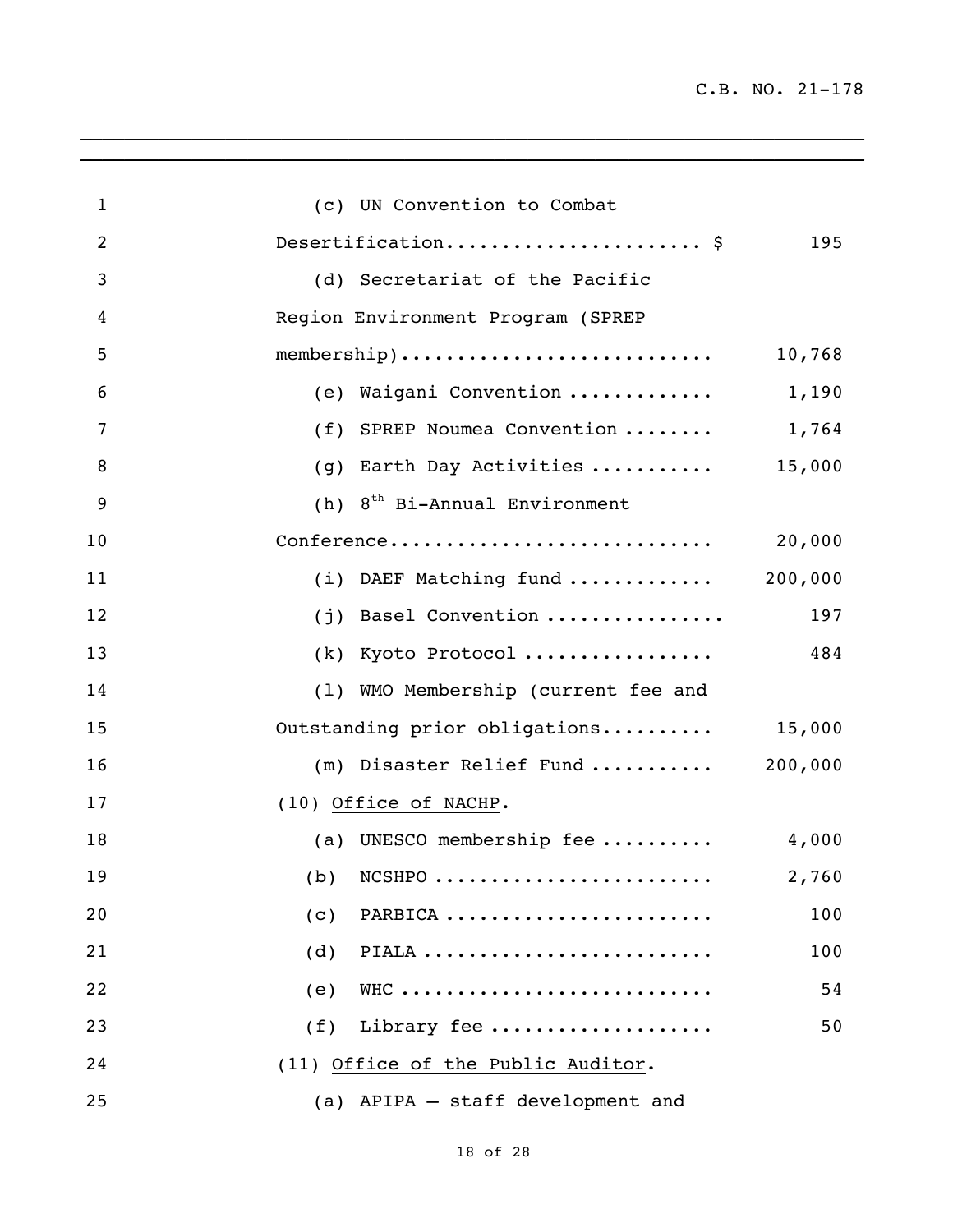(c) UN Convention to Combat Desertification...................... $ 195

(d) Secretariat of the Pacific Region Environment Program (SPREP membership)........................... 10,768

(e) Waigani Convention ............ 1,190

(f) SPREP Noumea Convention ........ 1,764

(g) Earth Day Activities ........... 15,000

(h) 8th Bi-Annual Environment Conference............................ 20,000

(i) DAEF Matching fund ............ 200,000

(j) Basel Convention ................ 197

(k) Kyoto Protocol ................. 484

(l) WMO Membership (current fee and Outstanding prior obligations.......... 15,000

(m) Disaster Relief Fund ........... 200,000

(10) Office of NACHP.

(a) UNESCO membership fee .......... 4,000

(b) NCSHPO ......................... 2,760

(c) PARBICA ........................ 100

(d) PIALA .......................... 100

(e) WHC ............................ 54

(f) Library fee .................... 50

(11) Office of the Public Auditor.

(a) APIPA – staff development and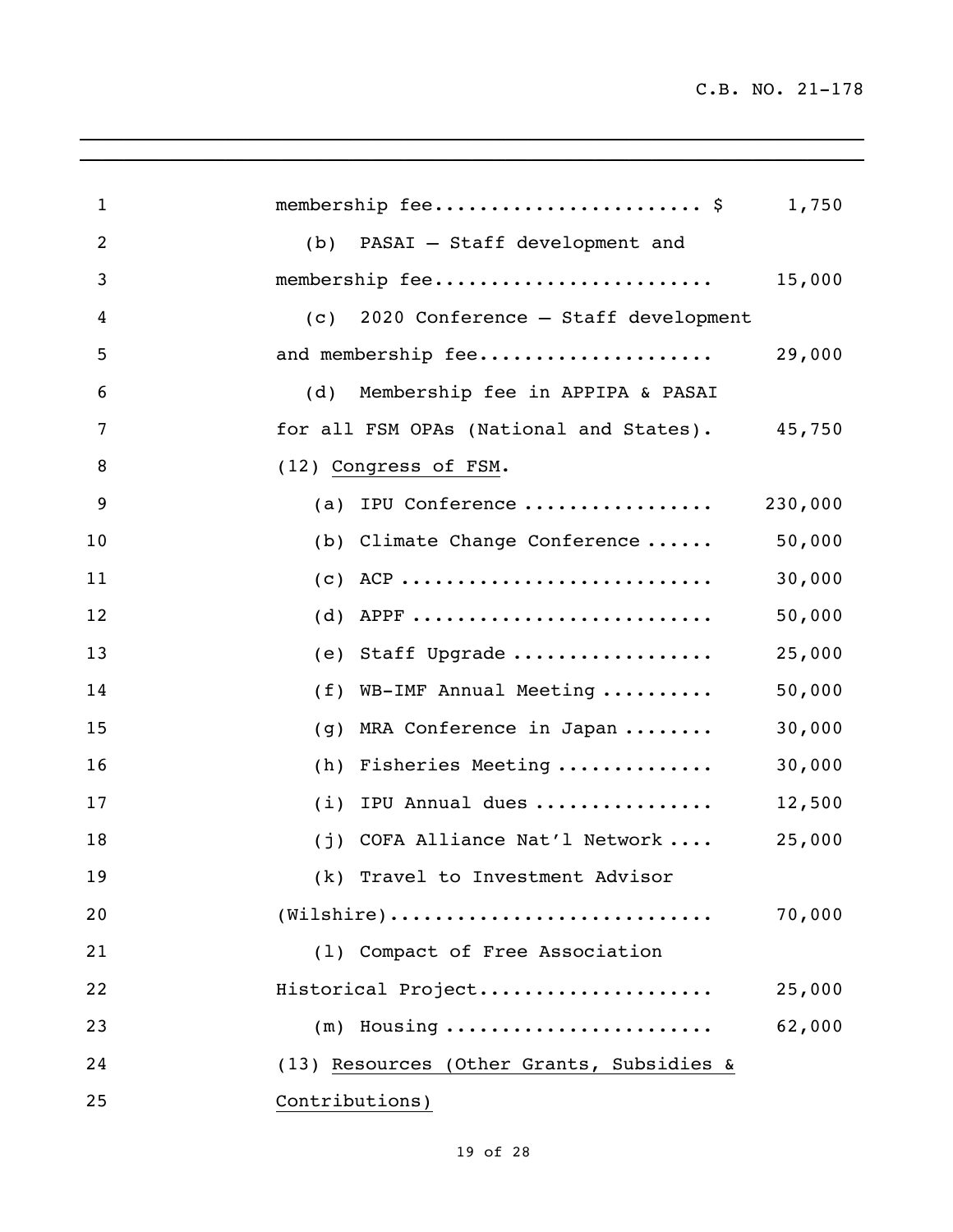membership fee....................... $ 1,750

(b) PASAI – Staff development and membership fee........................ 15,000

(c) 2020 Conference – Staff development and membership fee.................... 29,000

(d) Membership fee in APPIPA & PASAI for all FSM OPAs (National and States). 45,750

(12) <u>Congress of FSM</u>.

(a) IPU Conference ................. 230,000

(b) Climate Change Conference ...... 50,000

(c) ACP ........................... 30,000

(d) APPF .......................... 50,000

(e) Staff Upgrade .................. 25,000

(f) WB-IMF Annual Meeting .......... 50,000

(g) MRA Conference in Japan ........ 30,000

(h) Fisheries Meeting ............. 30,000

(i) IPU Annual dues ................ 12,500

(j) COFA Alliance Nat'l Network .... 25,000

(k) Travel to Investment Advisor (Wilshire)............................ 70,000

(l) Compact of Free Association Historical Project.................... 25,000

(m) Housing ....................... 62,000

(13) <u>Resources (Other Grants, Subsidies & Contributions)</u>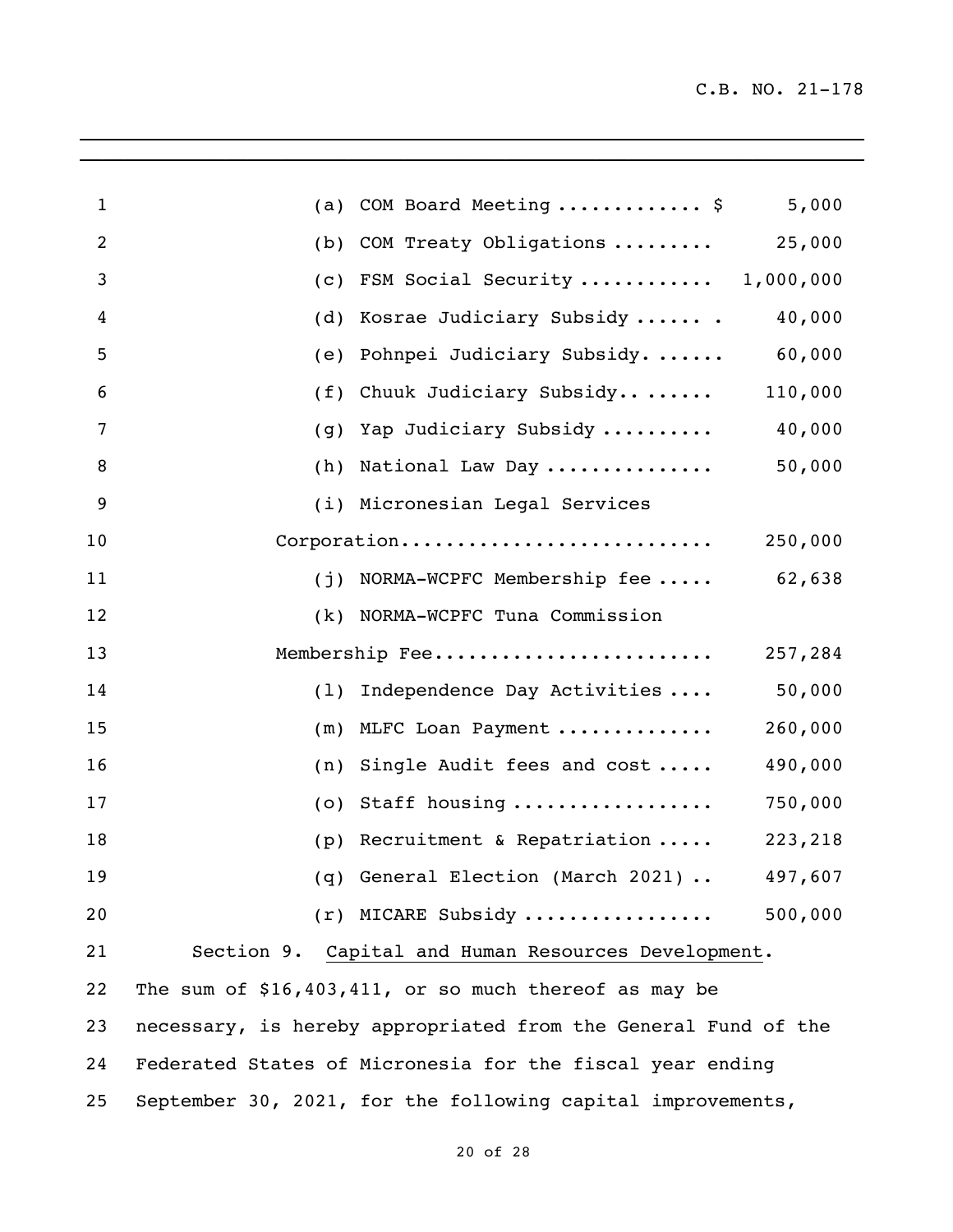(a) COM Board Meeting ............. $ 5,000

(b) COM Treaty Obligations ......... 25,000

(c) FSM Social Security ........... 1,000,000

(d) Kosrae Judiciary Subsidy ...... . 40,000

(e) Pohnpei Judiciary Subsidy. ...... 60,000

(f) Chuuk Judiciary Subsidy.. ...... 110,000

(g) Yap Judiciary Subsidy .......... 40,000

(h) National Law Day .............. 50,000

(i) Micronesian Legal Services Corporation........................... 250,000

(j) NORMA-WCPFC Membership fee ..... 62,638

(k) NORMA-WCPFC Tuna Commission Membership Fee........................ 257,284

(l) Independence Day Activities .... 50,000

(m) MLFC Loan Payment ............. 260,000

(n) Single Audit fees and cost ..... 490,000

(o) Staff housing ................. 750,000

(p) Recruitment & Repatriation ..... 223,218

(q) General Election (March 2021) .. 497,607

(r) MICARE Subsidy ................ 500,000

Section 9. Capital and Human Resources Development. The sum of $16,403,411, or so much thereof as may be necessary, is hereby appropriated from the General Fund of the Federated States of Micronesia for the fiscal year ending September 30, 2021, for the following capital improvements,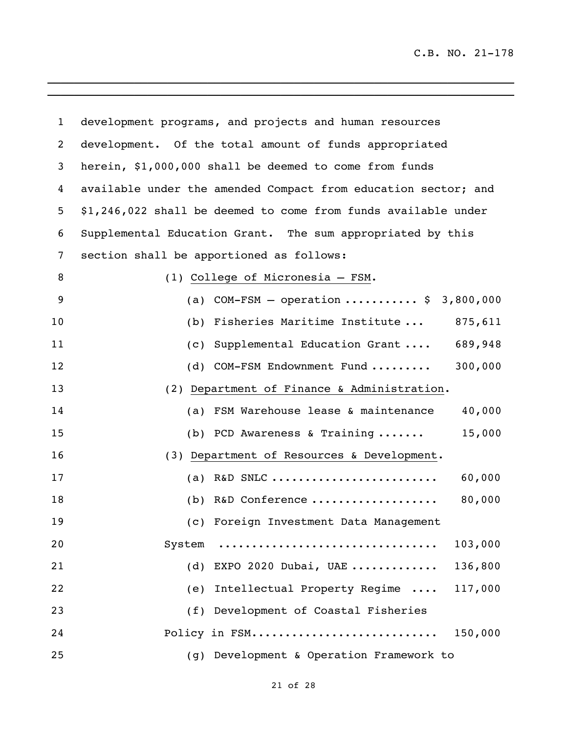development programs, and projects and human resources development. Of the total amount of funds appropriated herein, $1,000,000 shall be deemed to come from funds available under the amended Compact from education sector; and $1,246,022 shall be deemed to come from funds available under Supplemental Education Grant. The sum appropriated by this section shall be apportioned as follows:

(1) <u>College of Micronesia – FSM</u>.

(a) COM-FSM – operation .......... $ 3,800,000

(b) Fisheries Maritime Institute ... 875,611

(c) Supplemental Education Grant .... 689,948

(d) COM-FSM Endownment Fund ......... 300,000

(2) <u>Department of Finance & Administration</u>.

(a) FSM Warehouse lease & maintenance 40,000

(b) PCD Awareness & Training ....... 15,000

(3) <u>Department of Resources & Development</u>.

(a) R&D SNLC ........................ 60,000

(b) R&D Conference .................. 80,000

(c) Foreign Investment Data Management System ............................... 103,000

(d) EXPO 2020 Dubai, UAE ............ 136,800

(e) Intellectual Property Regime .... 117,000

(f) Development of Coastal Fisheries Policy in FSM.......................... 150,000

(g) Development & Operation Framework to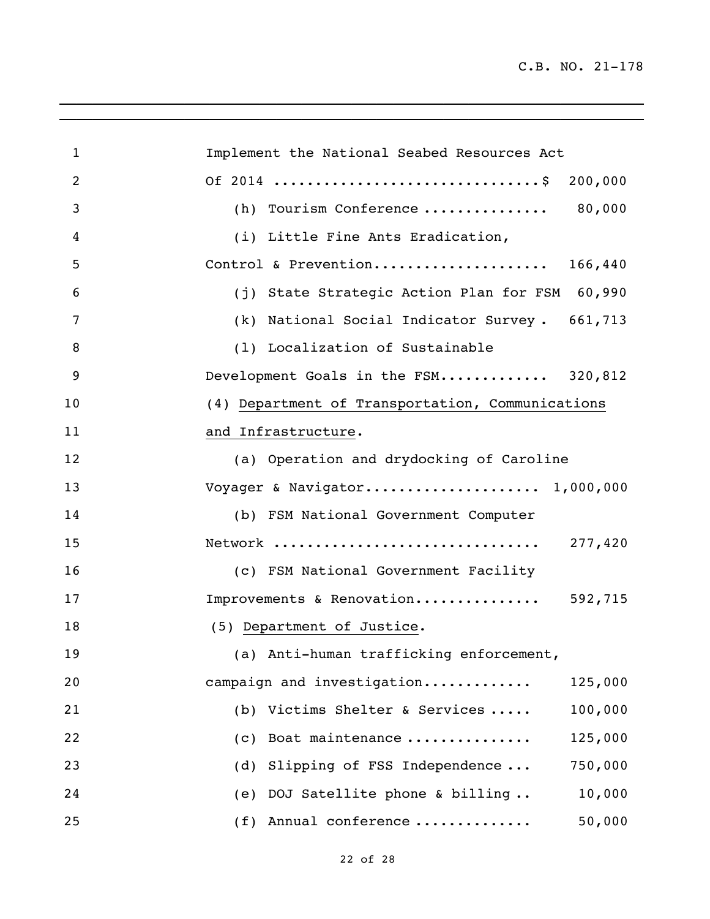Implement the National Seabed Resources Act Of 2014 ................................$ 200,000

(h) Tourism Conference .............. 80,000

(i) Little Fine Ants Eradication, Control & Prevention.................... 166,440

(j) State Strategic Action Plan for FSM 60,990

(k) National Social Indicator Survey . 661,713

(l) Localization of Sustainable Development Goals in the FSM............ 320,812

(4) <u>Department of Transportation, Communications and Infrastructure</u>.

(a) Operation and drydocking of Caroline Voyager & Navigator.................... 1,000,000

(b) FSM National Government Computer Network ............................... 277,420

(c) FSM National Government Facility Improvements & Renovation.............. 592,715

(5) <u>Department of Justice</u>.

(a) Anti-human trafficking enforcement, campaign and investigation............ 125,000

(b) Victims Shelter & Services ..... 100,000

(c) Boat maintenance .............. 125,000

(d) Slipping of FSS Independence ... 750,000

(e) DOJ Satellite phone & billing .. 10,000

(f) Annual conference ............. 50,000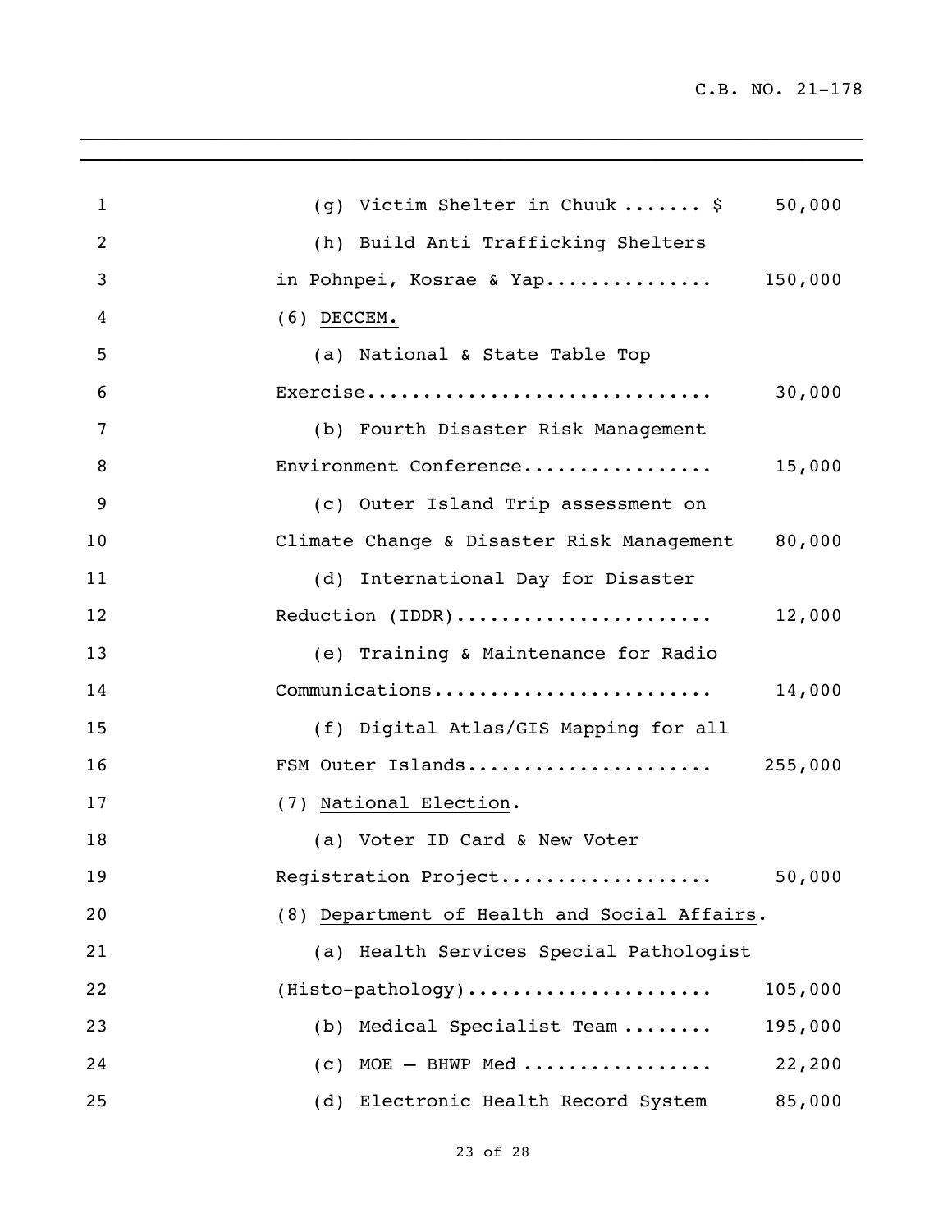(g) Victim Shelter in Chuuk ....... $ 50,000

(h) Build Anti Trafficking Shelters in Pohnpei, Kosrae & Yap............... 150,000

(6) DECCEM.

(a) National & State Table Top Exercise.............................. 30,000

(b) Fourth Disaster Risk Management Environment Conference................. 15,000

(c) Outer Island Trip assessment on Climate Change & Disaster Risk Management 80,000

(d) International Day for Disaster Reduction (IDDR)...................... 12,000

(e) Training & Maintenance for Radio Communications........................ 14,000

(f) Digital Atlas/GIS Mapping for all FSM Outer Islands..................... 255,000

(7) National Election.

(a) Voter ID Card & New Voter Registration Project.................. 50,000

(8) Department of Health and Social Affairs.

(a) Health Services Special Pathologist (Histo-pathology)..................... 105,000

(b) Medical Specialist Team ........ 195,000

(c) MOE – BHWP Med ................ 22,200

(d) Electronic Health Record System 85,000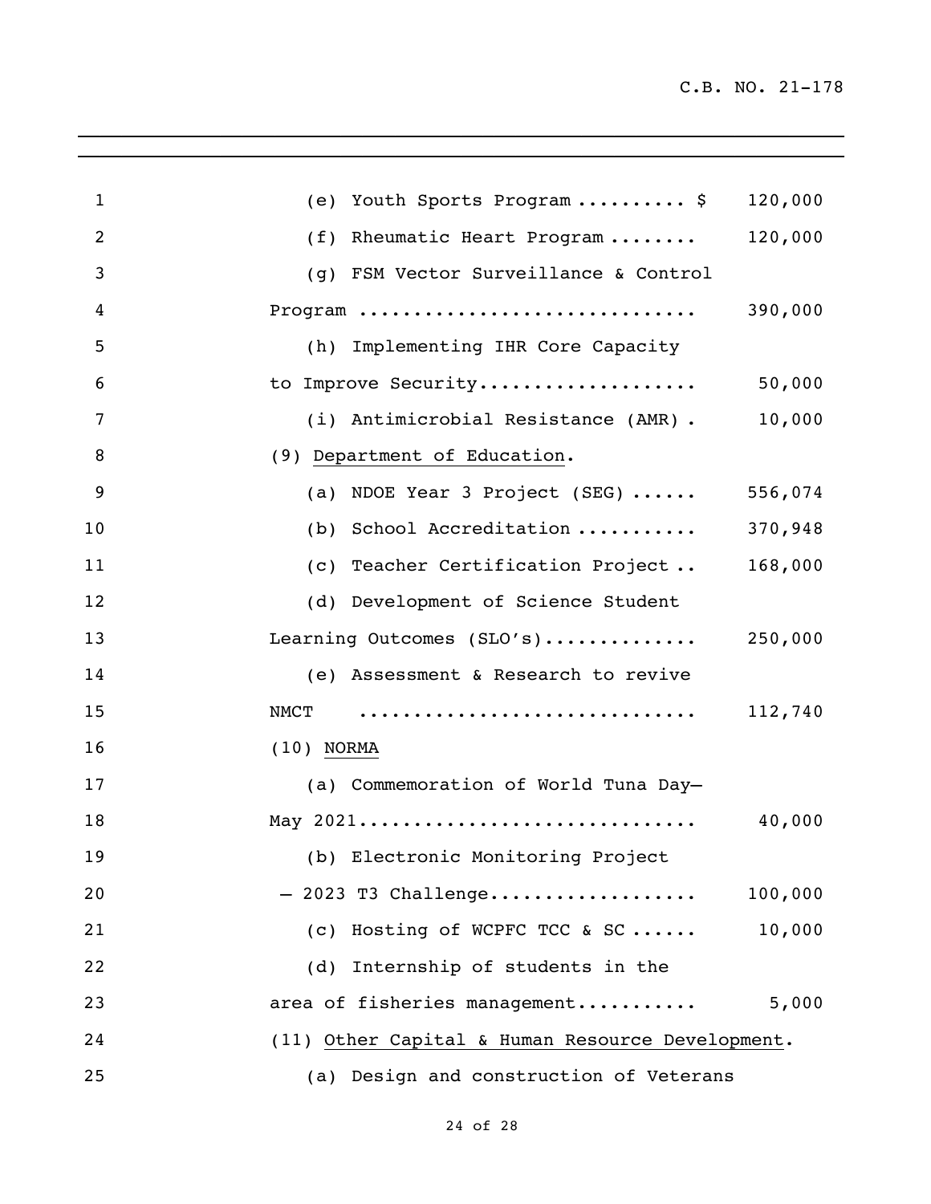(e) Youth Sports Program .......... $ 120,000

(f) Rheumatic Heart Program ........ 120,000

(g) FSM Vector Surveillance & Control Program .............................. 390,000

(h) Implementing IHR Core Capacity to Improve Security.................... 50,000

(i) Antimicrobial Resistance (AMR) . 10,000

(9) <u>Department of Education</u>.

(a) NDOE Year 3 Project (SEG) ...... 556,074

(b) School Accreditation ........... 370,948

(c) Teacher Certification Project .. 168,000

(d) Development of Science Student Learning Outcomes (SLO's).............. 250,000

(e) Assessment & Research to revive NMCT .............................. 112,740

(10) <u>NORMA</u>

(a) Commemoration of World Tuna Day— May 2021.............................. 40,000

(b) Electronic Monitoring Project — 2023 T3 Challenge................... 100,000

(c) Hosting of WCPFC TCC & SC ...... 10,000

(d) Internship of students in the area of fisheries management........... 5,000

(11) <u>Other Capital & Human Resource Development</u>.

(a) Design and construction of Veterans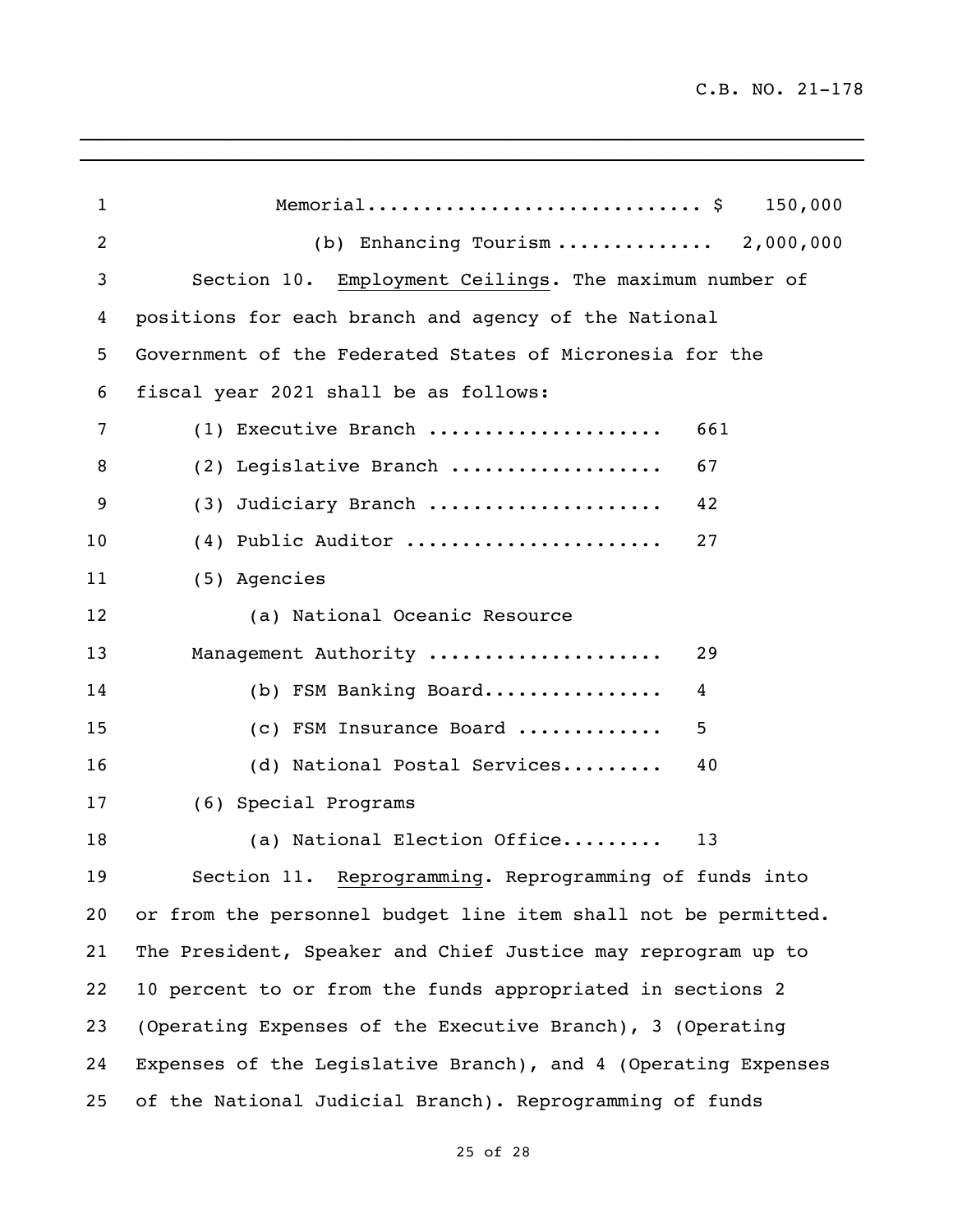Memorial............................ $ 150,000

(b) Enhancing Tourism ............. 2,000,000

Section 10. Employment Ceilings. The maximum number of positions for each branch and agency of the National Government of the Federated States of Micronesia for the fiscal year 2021 shall be as follows:

(1) Executive Branch .................... 661

(2) Legislative Branch .................. 67

(3) Judiciary Branch .................... 42

(4) Public Auditor ...................... 27

(5) Agencies

(a) National Oceanic Resource Management Authority .................... 29

(b) FSM Banking Board................ 4

(c) FSM Insurance Board ............ 5

(d) National Postal Services......... 40

(6) Special Programs

(a) National Election Office......... 13

Section 11. Reprogramming. Reprogramming of funds into or from the personnel budget line item shall not be permitted. The President, Speaker and Chief Justice may reprogram up to 10 percent to or from the funds appropriated in sections 2 (Operating Expenses of the Executive Branch), 3 (Operating Expenses of the Legislative Branch), and 4 (Operating Expenses of the National Judicial Branch). Reprogramming of funds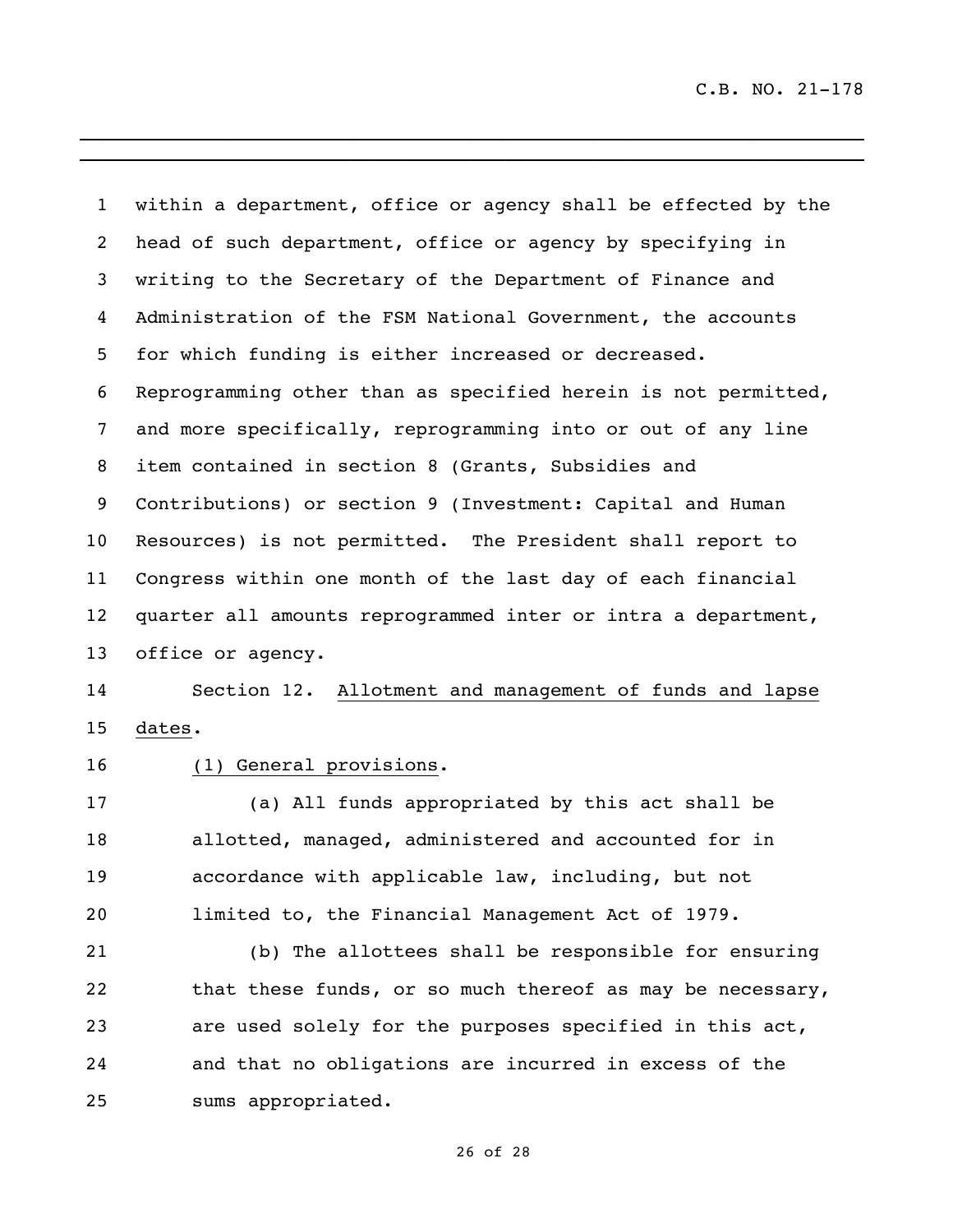within a department, office or agency shall be effected by the head of such department, office or agency by specifying in writing to the Secretary of the Department of Finance and Administration of the FSM National Government, the accounts for which funding is either increased or decreased. Reprogramming other than as specified herein is not permitted, and more specifically, reprogramming into or out of any line item contained in section 8 (Grants, Subsidies and Contributions) or section 9 (Investment: Capital and Human Resources) is not permitted. The President shall report to Congress within one month of the last day of each financial quarter all amounts reprogrammed inter or intra a department, office or agency.

Section 12. Allotment and management of funds and lapse dates.

(1) General provisions.

(a) All funds appropriated by this act shall be allotted, managed, administered and accounted for in accordance with applicable law, including, but not limited to, the Financial Management Act of 1979.

(b) The allottees shall be responsible for ensuring that these funds, or so much thereof as may be necessary, are used solely for the purposes specified in this act, and that no obligations are incurred in excess of the sums appropriated.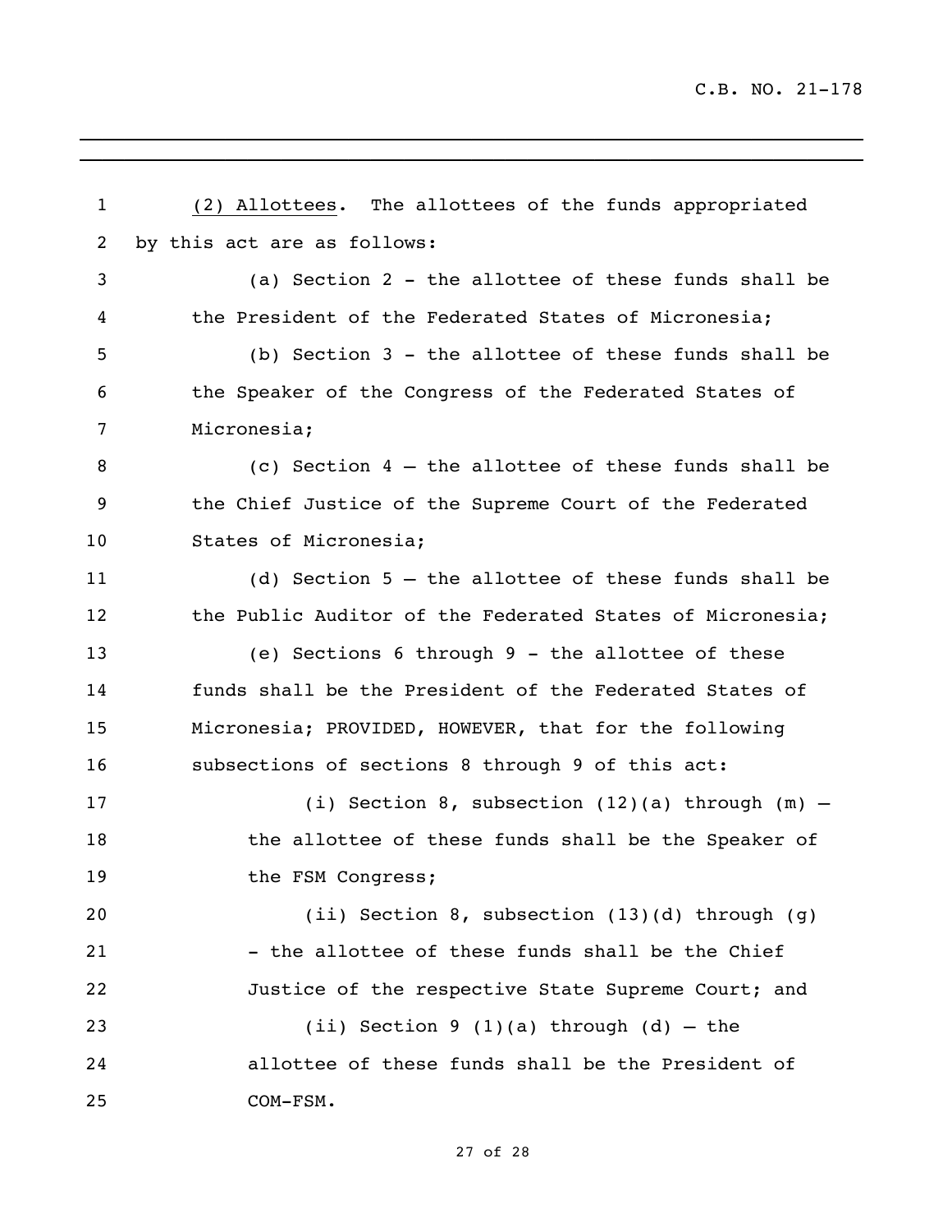(2) Allottees. The allottees of the funds appropriated by this act are as follows:

(a) Section 2 - the allottee of these funds shall be the President of the Federated States of Micronesia;

(b) Section 3 - the allottee of these funds shall be the Speaker of the Congress of the Federated States of Micronesia;

(c) Section 4 – the allottee of these funds shall be the Chief Justice of the Supreme Court of the Federated States of Micronesia;

(d) Section 5 – the allottee of these funds shall be the Public Auditor of the Federated States of Micronesia;

(e) Sections 6 through 9 - the allottee of these funds shall be the President of the Federated States of Micronesia; PROVIDED, HOWEVER, that for the following subsections of sections 8 through 9 of this act:

(i) Section 8, subsection (12)(a) through (m) – the allottee of these funds shall be the Speaker of the FSM Congress;

(ii) Section 8, subsection (13)(d) through (g) - the allottee of these funds shall be the Chief Justice of the respective State Supreme Court; and

(ii) Section 9 (1)(a) through (d) – the allottee of these funds shall be the President of COM-FSM.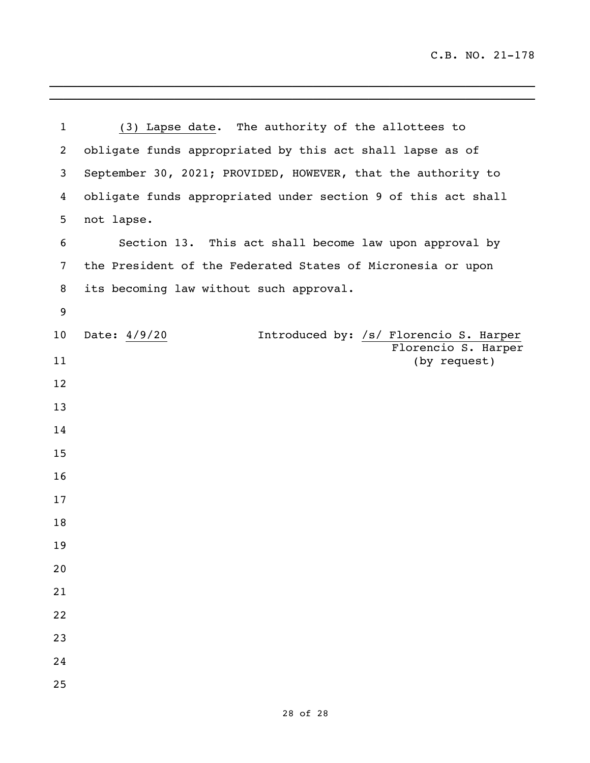(3) Lapse date. The authority of the allottees to obligate funds appropriated by this act shall lapse as of September 30, 2021; PROVIDED, HOWEVER, that the authority to obligate funds appropriated under section 9 of this act shall not lapse.

Section 13. This act shall become law upon approval by the President of the Federated States of Micronesia or upon its becoming law without such approval.

Date: 4/9/20

Introduced by: /s/ Florencio S. Harper
Florencio S. Harper
(by request)